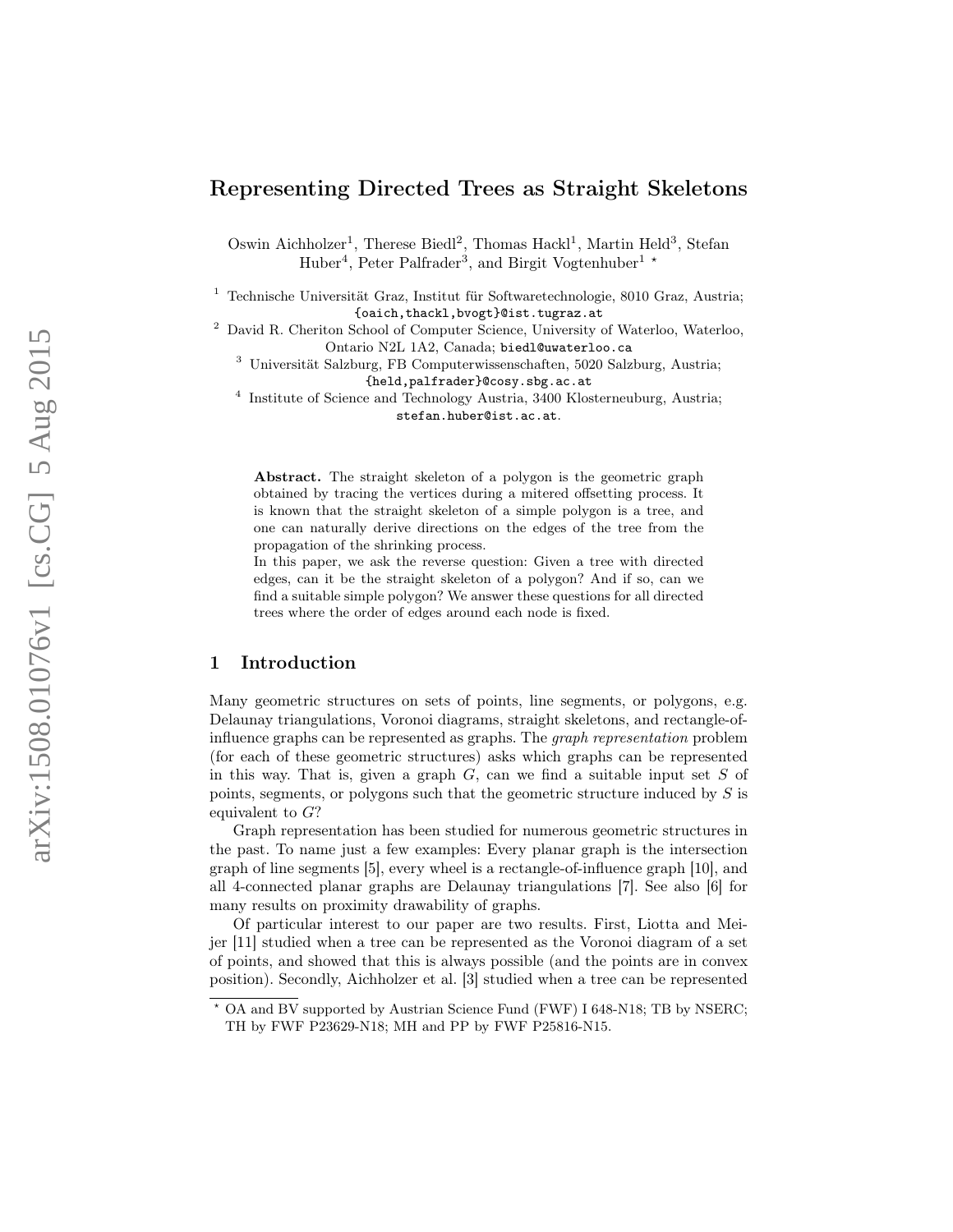# Representing Directed Trees as Straight Skeletons

Oswin Aichholzer[1], Therese Biedl[2], Thomas Hackl[1], Martin Held[3], Stefan Huber[4], Peter Palfrader[3], and Birgit Vogtenhuber[1] *

[1] Technische Universität Graz, Institut für Softwaretechnologie, 8010 Graz, Austria; {oaich,thackl,bvogt}@ist.tugraz.at

[2] David R. Cheriton School of Computer Science, University of Waterloo, Waterloo, Ontario N2L 1A2, Canada; biedl@uwaterloo.ca

[3] Universität Salzburg, FB Computerwissenschaften, 5020 Salzburg, Austria; {held,palfrader}@cosy.sbg.ac.at

[4] Institute of Science and Technology Austria, 3400 Klosterneuburg, Austria; stefan.huber@ist.ac.at.

**Abstract.** The straight skeleton of a polygon is the geometric graph obtained by tracing the vertices during a mitered offsetting process. It is known that the straight skeleton of a simple polygon is a tree, and one can naturally derive directions on the edges of the tree from the propagation of the shrinking process.

In this paper, we ask the reverse question: Given a tree with directed edges, can it be the straight skeleton of a polygon? And if so, can we find a suitable simple polygon? We answer these questions for all directed trees where the order of edges around each node is fixed.

## 1 Introduction

Many geometric structures on sets of points, line segments, or polygons, e.g. Delaunay triangulations, Voronoi diagrams, straight skeletons, and rectangle-of-influence graphs can be represented as graphs. The *graph representation* problem (for each of these geometric structures) asks which graphs can be represented in this way. That is, given a graph $G$, can we find a suitable input set $S$ of points, segments, or polygons such that the geometric structure induced by $S$ is equivalent to $G$?

Graph representation has been studied for numerous geometric structures in the past. To name just a few examples: Every planar graph is the intersection graph of line segments [5], every wheel is a rectangle-of-influence graph [10], and all 4-connected planar graphs are Delaunay triangulations [7]. See also [6] for many results on proximity drawability of graphs.

Of particular interest to our paper are two results. First, Liotta and Meijer [11] studied when a tree can be represented as the Voronoi diagram of a set of points, and showed that this is always possible (and the points are in convex position). Secondly, Aichholzer et al. [3] studied when a tree can be represented

* OA and BV supported by Austrian Science Fund (FWF) I 648-N18; TB by NSERC; TH by FWF P23629-N18; MH and PP by FWF P25816-N15.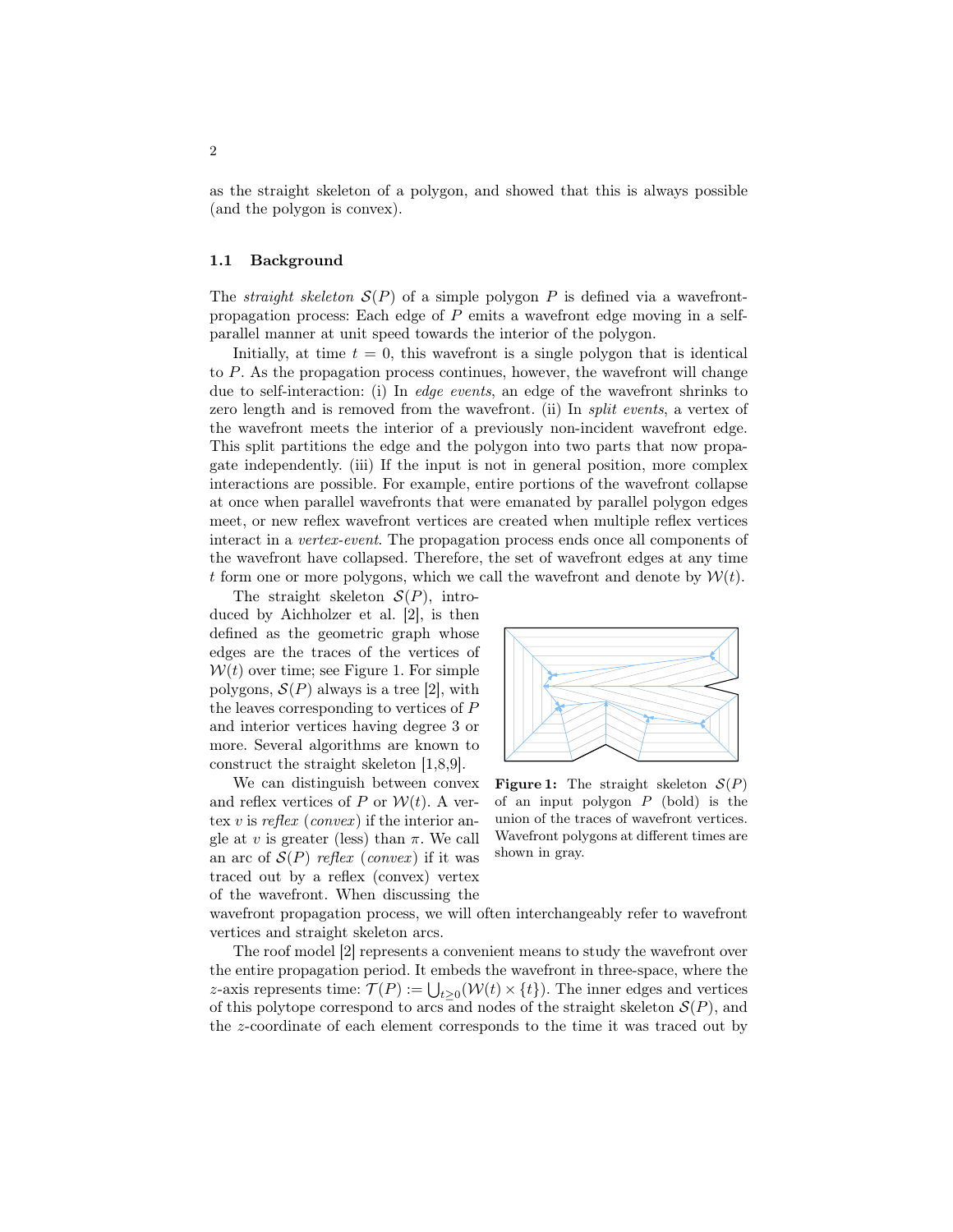as the straight skeleton of a polygon, and showed that this is always possible (and the polygon is convex).

### 1.1 Background

The *straight skeleton* $\mathcal{S}(P)$ of a simple polygon $P$ is defined via a wavefront-propagation process: Each edge of $P$ emits a wavefront edge moving in a self-parallel manner at unit speed towards the interior of the polygon.

Initially, at time $t = 0$, this wavefront is a single polygon that is identical to $P$. As the propagation process continues, however, the wavefront will change due to self-interaction: (i) In *edge events*, an edge of the wavefront shrinks to zero length and is removed from the wavefront. (ii) In *split events*, a vertex of the wavefront meets the interior of a previously non-incident wavefront edge. This split partitions the edge and the polygon into two parts that now propagate independently. (iii) If the input is not in general position, more complex interactions are possible. For example, entire portions of the wavefront collapse at once when parallel wavefronts that were emanated by parallel polygon edges meet, or new reflex wavefront vertices are created when multiple reflex vertices interact in a *vertex-event*. The propagation process ends once all components of the wavefront have collapsed. Therefore, the set of wavefront edges at any time $t$ form one or more polygons, which we call the wavefront and denote by $\mathcal{W}(t)$.

The straight skeleton $\mathcal{S}(P)$, introduced by Aichholzer et al. [2], is then defined as the geometric graph whose edges are the traces of the vertices of $\mathcal{W}(t)$ over time; see Figure 1. For simple polygons, $\mathcal{S}(P)$ always is a tree [2], with the leaves corresponding to vertices of $P$ and interior vertices having degree 3 or more. Several algorithms are known to construct the straight skeleton [1,8,9].

**Figure 1:** The straight skeleton $\mathcal{S}(P)$ of an input polygon $P$ (bold) is the union of the traces of wavefront vertices. Wavefront polygons at different times are shown in gray.

We can distinguish between convex and reflex vertices of $P$ or $\mathcal{W}(t)$. A vertex $v$ is *reflex* (*convex*) if the interior angle at $v$ is greater (less) than $\pi$. We call an arc of $\mathcal{S}(P)$ *reflex* (*convex*) if it was traced out by a reflex (convex) vertex of the wavefront. When discussing the wavefront propagation process, we will often interchangeably refer to wavefront vertices and straight skeleton arcs.

The roof model [2] represents a convenient means to study the wavefront over the entire propagation period. It embeds the wavefront in three-space, where the $z$-axis represents time: $\mathcal{T}(P) := \bigcup_{t \geq 0} (\mathcal{W}(t) \times \{t\})$. The inner edges and vertices of this polytope correspond to arcs and nodes of the straight skeleton $\mathcal{S}(P)$, and the $z$-coordinate of each element corresponds to the time it was traced out by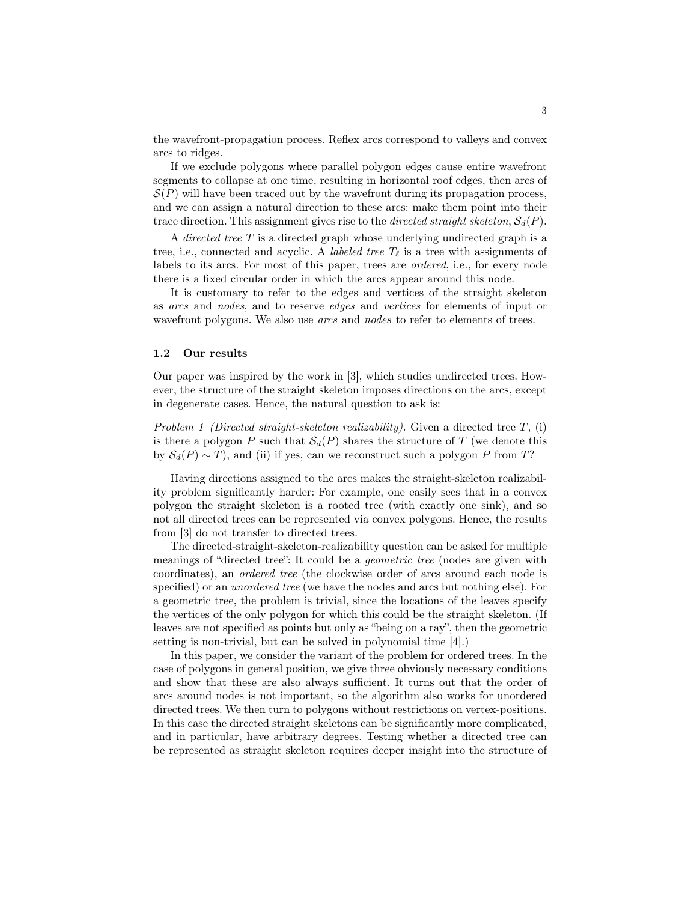the wavefront-propagation process. Reflex arcs correspond to valleys and convex arcs to ridges.

If we exclude polygons where parallel polygon edges cause entire wavefront segments to collapse at one time, resulting in horizontal roof edges, then arcs of $\mathcal{S}(P)$ will have been traced out by the wavefront during its propagation process, and we can assign a natural direction to these arcs: make them point into their trace direction. This assignment gives rise to the *directed straight skeleton*, $\mathcal{S}_d(P)$.

A *directed tree* $T$ is a directed graph whose underlying undirected graph is a tree, i.e., connected and acyclic. A *labeled tree* $T_\ell$ is a tree with assignments of labels to its arcs. For most of this paper, trees are *ordered*, i.e., for every node there is a fixed circular order in which the arcs appear around this node.

It is customary to refer to the edges and vertices of the straight skeleton as *arcs* and *nodes*, and to reserve *edges* and *vertices* for elements of input or wavefront polygons. We also use *arcs* and *nodes* to refer to elements of trees.

### 1.2 Our results

Our paper was inspired by the work in [3], which studies undirected trees. However, the structure of the straight skeleton imposes directions on the arcs, except in degenerate cases. Hence, the natural question to ask is:

*Problem 1 (Directed straight-skeleton realizability).* Given a directed tree $T$, (i) is there a polygon $P$ such that $\mathcal{S}_d(P)$ shares the structure of $T$ (we denote this by $\mathcal{S}_d(P) \sim T$), and (ii) if yes, can we reconstruct such a polygon $P$ from $T$?

Having directions assigned to the arcs makes the straight-skeleton realizability problem significantly harder: For example, one easily sees that in a convex polygon the straight skeleton is a rooted tree (with exactly one sink), and so not all directed trees can be represented via convex polygons. Hence, the results from [3] do not transfer to directed trees.

The directed-straight-skeleton-realizability question can be asked for multiple meanings of "directed tree": It could be a *geometric tree* (nodes are given with coordinates), an *ordered tree* (the clockwise order of arcs around each node is specified) or an *unordered tree* (we have the nodes and arcs but nothing else). For a geometric tree, the problem is trivial, since the locations of the leaves specify the vertices of the only polygon for which this could be the straight skeleton. (If leaves are not specified as points but only as "being on a ray", then the geometric setting is non-trivial, but can be solved in polynomial time [4].)

In this paper, we consider the variant of the problem for ordered trees. In the case of polygons in general position, we give three obviously necessary conditions and show that these are also always sufficient. It turns out that the order of arcs around nodes is not important, so the algorithm also works for unordered directed trees. We then turn to polygons without restrictions on vertex-positions. In this case the directed straight skeletons can be significantly more complicated, and in particular, have arbitrary degrees. Testing whether a directed tree can be represented as straight skeleton requires deeper insight into the structure of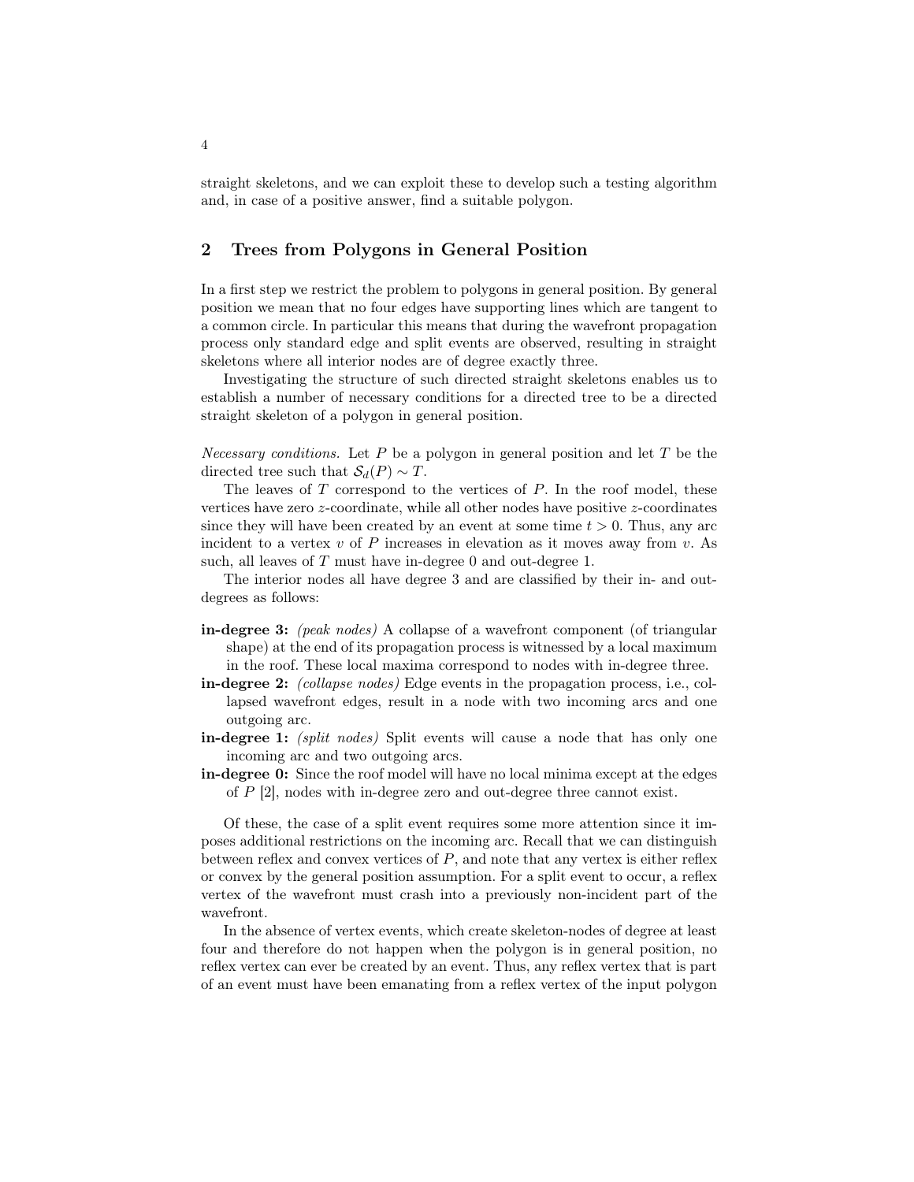straight skeletons, and we can exploit these to develop such a testing algorithm and, in case of a positive answer, find a suitable polygon.

## 2 Trees from Polygons in General Position

In a first step we restrict the problem to polygons in general position. By general position we mean that no four edges have supporting lines which are tangent to a common circle. In particular this means that during the wavefront propagation process only standard edge and split events are observed, resulting in straight skeletons where all interior nodes are of degree exactly three.

Investigating the structure of such directed straight skeletons enables us to establish a number of necessary conditions for a directed tree to be a directed straight skeleton of a polygon in general position.

*Necessary conditions.* Let $P$ be a polygon in general position and let $T$ be the directed tree such that $\mathcal{S}_d(P) \sim T$.

The leaves of $T$ correspond to the vertices of $P$. In the roof model, these vertices have zero $z$-coordinate, while all other nodes have positive $z$-coordinates since they will have been created by an event at some time $t > 0$. Thus, any arc incident to a vertex $v$ of $P$ increases in elevation as it moves away from $v$. As such, all leaves of $T$ must have in-degree 0 and out-degree 1.

The interior nodes all have degree 3 and are classified by their in- and out-degrees as follows:

- **in-degree 3:** *(peak nodes)* A collapse of a wavefront component (of triangular shape) at the end of its propagation process is witnessed by a local maximum in the roof. These local maxima correspond to nodes with in-degree three.
- **in-degree 2:** *(collapse nodes)* Edge events in the propagation process, i.e., collapsed wavefront edges, result in a node with two incoming arcs and one outgoing arc.
- **in-degree 1:** *(split nodes)* Split events will cause a node that has only one incoming arc and two outgoing arcs.
- **in-degree 0:** Since the roof model will have no local minima except at the edges of $P$ [2], nodes with in-degree zero and out-degree three cannot exist.

Of these, the case of a split event requires some more attention since it imposes additional restrictions on the incoming arc. Recall that we can distinguish between reflex and convex vertices of $P$, and note that any vertex is either reflex or convex by the general position assumption. For a split event to occur, a reflex vertex of the wavefront must crash into a previously non-incident part of the wavefront.

In the absence of vertex events, which create skeleton-nodes of degree at least four and therefore do not happen when the polygon is in general position, no reflex vertex can ever be created by an event. Thus, any reflex vertex that is part of an event must have been emanating from a reflex vertex of the input polygon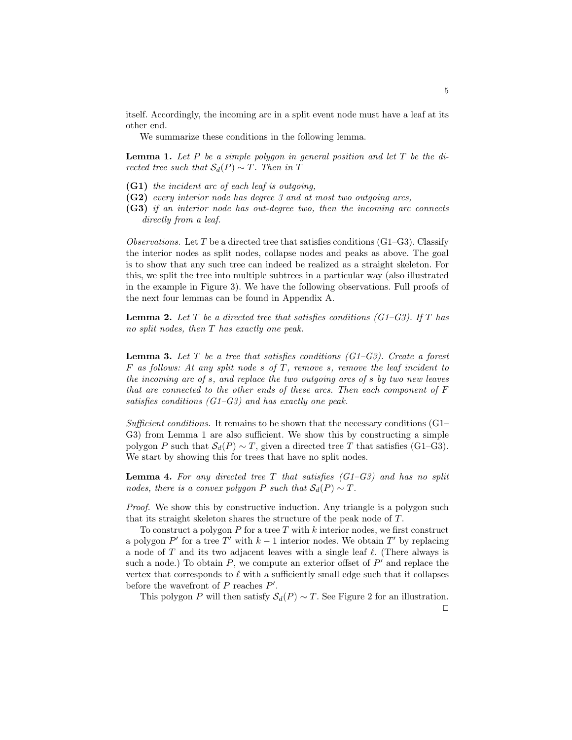itself. Accordingly, the incoming arc in a split event node must have a leaf at its other end.

We summarize these conditions in the following lemma.

**Lemma 1.** *Let $P$ be a simple polygon in general position and let $T$ be the directed tree such that $\mathcal{S}_d(P) \sim T$. Then in $T$*

- **(G1)** *the incident arc of each leaf is outgoing,*
- **(G2)** *every interior node has degree 3 and at most two outgoing arcs,*
- **(G3)** *if an interior node has out-degree two, then the incoming arc connects directly from a leaf.*

*Observations.* Let $T$ be a directed tree that satisfies conditions (G1–G3). Classify the interior nodes as split nodes, collapse nodes and peaks as above. The goal is to show that any such tree can indeed be realized as a straight skeleton. For this, we split the tree into multiple subtrees in a particular way (also illustrated in the example in Figure 3). We have the following observations. Full proofs of the next four lemmas can be found in Appendix A.

**Lemma 2.** *Let $T$ be a directed tree that satisfies conditions (G1–G3). If $T$ has no split nodes, then $T$ has exactly one peak.*

**Lemma 3.** *Let $T$ be a tree that satisfies conditions (G1–G3). Create a forest $F$ as follows: At any split node $s$ of $T$, remove $s$, remove the leaf incident to the incoming arc of $s$, and replace the two outgoing arcs of $s$ by two new leaves that are connected to the other ends of these arcs. Then each component of $F$ satisfies conditions (G1–G3) and has exactly one peak.*

*Sufficient conditions.* It remains to be shown that the necessary conditions (G1–G3) from Lemma 1 are also sufficient. We show this by constructing a simple polygon $P$ such that $\mathcal{S}_d(P) \sim T$, given a directed tree $T$ that satisfies (G1–G3). We start by showing this for trees that have no split nodes.

**Lemma 4.** *For any directed tree $T$ that satisfies (G1–G3) and has no split nodes, there is a convex polygon $P$ such that $\mathcal{S}_d(P) \sim T$.*

*Proof.* We show this by constructive induction. Any triangle is a polygon such that its straight skeleton shares the structure of the peak node of $T$.

To construct a polygon $P$ for a tree $T$ with $k$ interior nodes, we first construct a polygon $P'$ for a tree $T'$ with $k-1$ interior nodes. We obtain $T'$ by replacing a node of $T$ and its two adjacent leaves with a single leaf $\ell$. (There always is such a node.) To obtain $P$, we compute an exterior offset of $P'$ and replace the vertex that corresponds to $\ell$ with a sufficiently small edge such that it collapses before the wavefront of $P$ reaches $P'$.

This polygon $P$ will then satisfy $\mathcal{S}_d(P) \sim T$. See Figure 2 for an illustration. □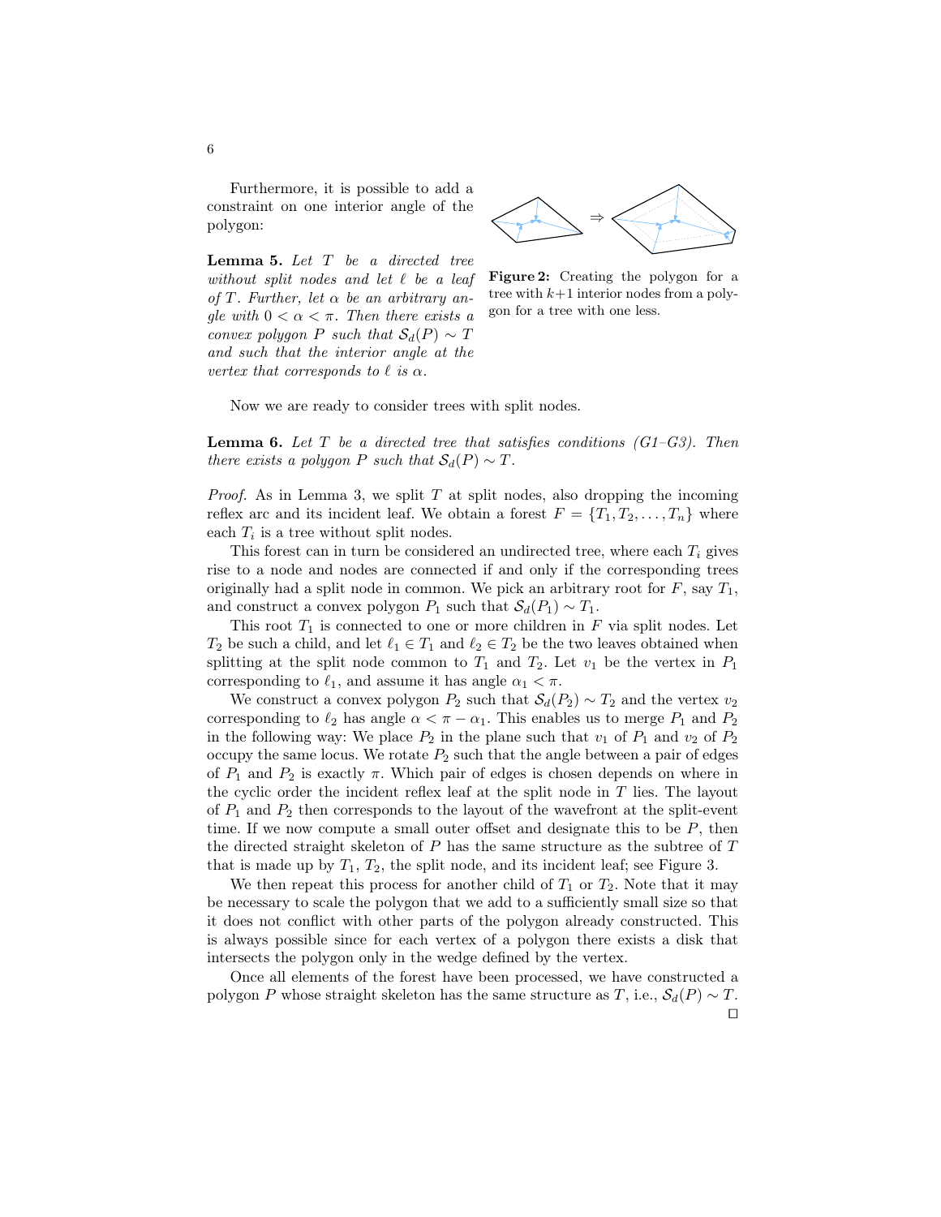Furthermore, it is possible to add a constraint on one interior angle of the polygon:

**Lemma 5.** *Let $T$ be a directed tree without split nodes and let $\ell$ be a leaf of $T$. Further, let $\alpha$ be an arbitrary angle with $0 < \alpha < \pi$. Then there exists a convex polygon $P$ such that $\mathcal{S}_d(P) \sim T$ and such that the interior angle at the vertex that corresponds to $\ell$ is $\alpha$.*

**Figure 2:** Creating the polygon for a tree with $k+1$ interior nodes from a polygon for a tree with one less.

Now we are ready to consider trees with split nodes.

**Lemma 6.** *Let $T$ be a directed tree that satisfies conditions (G1–G3). Then there exists a polygon $P$ such that $\mathcal{S}_d(P) \sim T$.*

*Proof.* As in Lemma 3, we split $T$ at split nodes, also dropping the incoming reflex arc and its incident leaf. We obtain a forest $F = \{T_1, T_2, \ldots, T_n\}$ where each $T_i$ is a tree without split nodes.

This forest can in turn be considered an undirected tree, where each $T_i$ gives rise to a node and nodes are connected if and only if the corresponding trees originally had a split node in common. We pick an arbitrary root for $F$, say $T_1$, and construct a convex polygon $P_1$ such that $\mathcal{S}_d(P_1) \sim T_1$.

This root $T_1$ is connected to one or more children in $F$ via split nodes. Let $T_2$ be such a child, and let $\ell_1 \in T_1$ and $\ell_2 \in T_2$ be the two leaves obtained when splitting at the split node common to $T_1$ and $T_2$. Let $v_1$ be the vertex in $P_1$ corresponding to $\ell_1$, and assume it has angle $\alpha_1 < \pi$.

We construct a convex polygon $P_2$ such that $\mathcal{S}_d(P_2) \sim T_2$ and the vertex $v_2$ corresponding to $\ell_2$ has angle $\alpha < \pi - \alpha_1$. This enables us to merge $P_1$ and $P_2$ in the following way: We place $P_2$ in the plane such that $v_1$ of $P_1$ and $v_2$ of $P_2$ occupy the same locus. We rotate $P_2$ such that the angle between a pair of edges of $P_1$ and $P_2$ is exactly $\pi$. Which pair of edges is chosen depends on where in the cyclic order the incident reflex leaf at the split node in $T$ lies. The layout of $P_1$ and $P_2$ then corresponds to the layout of the wavefront at the split-event time. If we now compute a small outer offset and designate this to be $P$, then the directed straight skeleton of $P$ has the same structure as the subtree of $T$ that is made up by $T_1$, $T_2$, the split node, and its incident leaf; see Figure 3.

We then repeat this process for another child of $T_1$ or $T_2$. Note that it may be necessary to scale the polygon that we add to a sufficiently small size so that it does not conflict with other parts of the polygon already constructed. This is always possible since for each vertex of a polygon there exists a disk that intersects the polygon only in the wedge defined by the vertex.

Once all elements of the forest have been processed, we have constructed a polygon $P$ whose straight skeleton has the same structure as $T$, i.e., $\mathcal{S}_d(P) \sim T$. □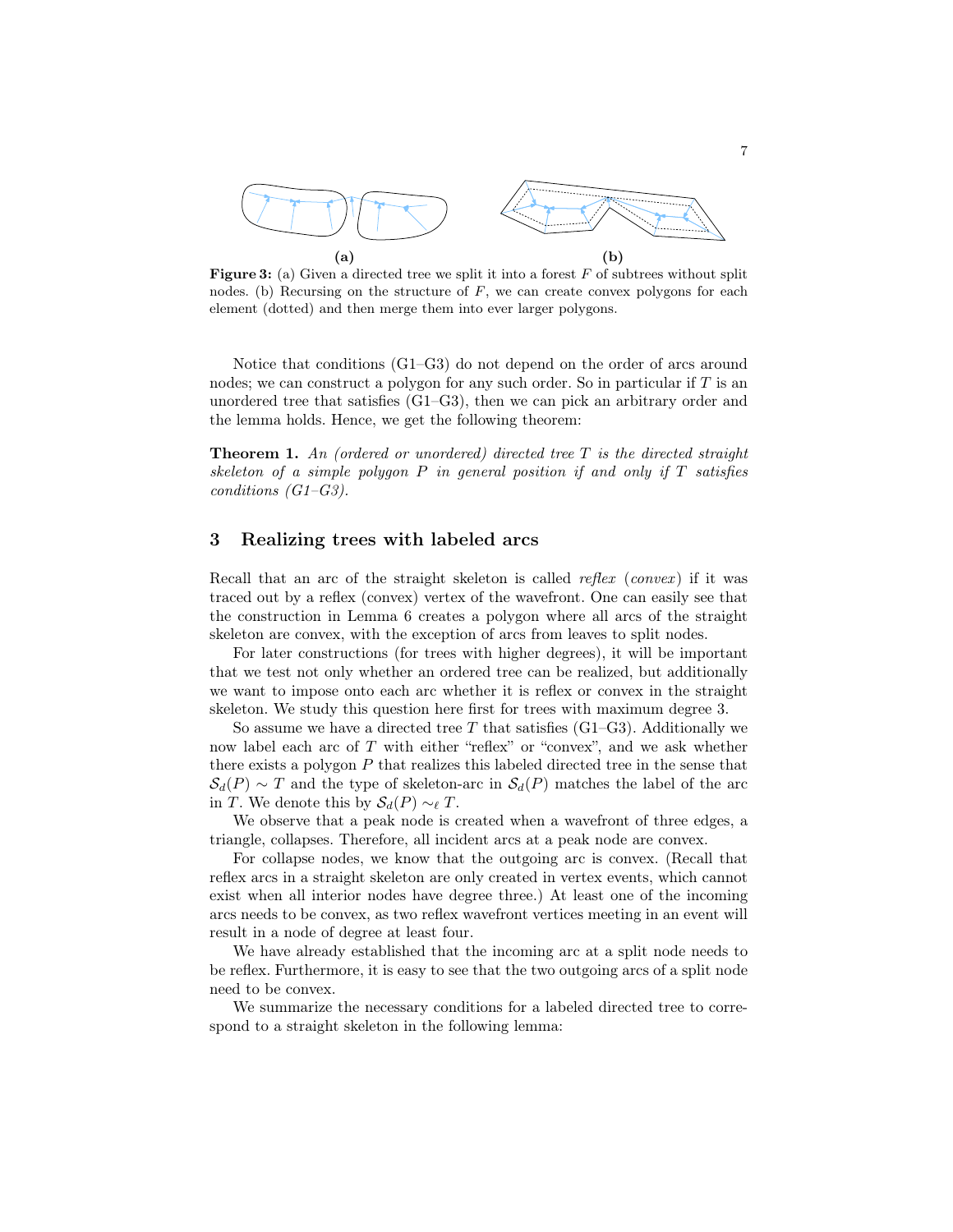**(a)** **(b)**

**Figure 3:** (a) Given a directed tree we split it into a forest $F$ of subtrees without split nodes. (b) Recursing on the structure of $F$, we can create convex polygons for each element (dotted) and then merge them into ever larger polygons.

Notice that conditions (G1–G3) do not depend on the order of arcs around nodes; we can construct a polygon for any such order. So in particular if $T$ is an unordered tree that satisfies (G1–G3), then we can pick an arbitrary order and the lemma holds. Hence, we get the following theorem:

**Theorem 1.** *An (ordered or unordered) directed tree $T$ is the directed straight skeleton of a simple polygon $P$ in general position if and only if $T$ satisfies conditions (G1–G3).*

## 3 Realizing trees with labeled arcs

Recall that an arc of the straight skeleton is called *reflex* (*convex*) if it was traced out by a reflex (convex) vertex of the wavefront. One can easily see that the construction in Lemma 6 creates a polygon where all arcs of the straight skeleton are convex, with the exception of arcs from leaves to split nodes.

For later constructions (for trees with higher degrees), it will be important that we test not only whether an ordered tree can be realized, but additionally we want to impose onto each arc whether it is reflex or convex in the straight skeleton. We study this question here first for trees with maximum degree 3.

So assume we have a directed tree $T$ that satisfies (G1–G3). Additionally we now label each arc of $T$ with either "reflex" or "convex", and we ask whether there exists a polygon $P$ that realizes this labeled directed tree in the sense that $\mathcal{S}_d(P) \sim T$ and the type of skeleton-arc in $\mathcal{S}_d(P)$ matches the label of the arc in $T$. We denote this by $\mathcal{S}_d(P) \sim_\ell T$.

We observe that a peak node is created when a wavefront of three edges, a triangle, collapses. Therefore, all incident arcs at a peak node are convex.

For collapse nodes, we know that the outgoing arc is convex. (Recall that reflex arcs in a straight skeleton are only created in vertex events, which cannot exist when all interior nodes have degree three.) At least one of the incoming arcs needs to be convex, as two reflex wavefront vertices meeting in an event will result in a node of degree at least four.

We have already established that the incoming arc at a split node needs to be reflex. Furthermore, it is easy to see that the two outgoing arcs of a split node need to be convex.

We summarize the necessary conditions for a labeled directed tree to correspond to a straight skeleton in the following lemma: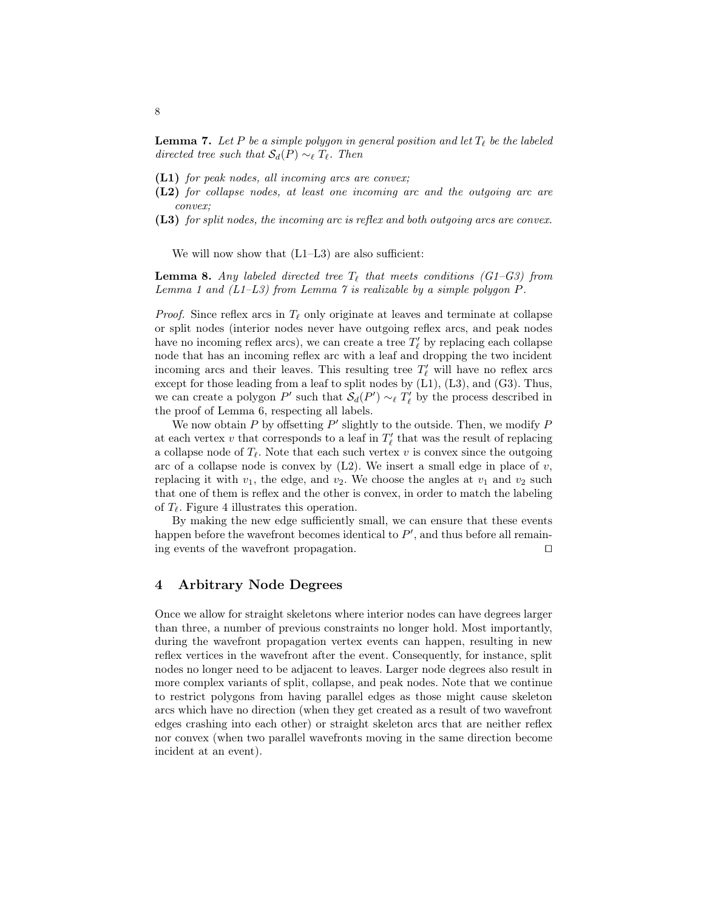**Lemma 7.** *Let $P$ be a simple polygon in general position and let $T_\ell$ be the labeled directed tree such that $\mathcal{S}_d(P) \sim_\ell T_\ell$. Then*

- **(L1)** *for peak nodes, all incoming arcs are convex;*
- **(L2)** *for collapse nodes, at least one incoming arc and the outgoing arc are convex;*
- **(L3)** *for split nodes, the incoming arc is reflex and both outgoing arcs are convex.*

We will now show that (L1–L3) are also sufficient:

**Lemma 8.** *Any labeled directed tree $T_\ell$ that meets conditions (G1–G3) from Lemma 1 and (L1–L3) from Lemma 7 is realizable by a simple polygon $P$.*

*Proof.* Since reflex arcs in $T_\ell$ only originate at leaves and terminate at collapse or split nodes (interior nodes never have outgoing reflex arcs, and peak nodes have no incoming reflex arcs), we can create a tree $T'_\ell$ by replacing each collapse node that has an incoming reflex arc with a leaf and dropping the two incident incoming arcs and their leaves. This resulting tree $T'_\ell$ will have no reflex arcs except for those leading from a leaf to split nodes by (L1), (L3), and (G3). Thus, we can create a polygon $P'$ such that $\mathcal{S}_d(P') \sim_\ell T'_\ell$ by the process described in the proof of Lemma 6, respecting all labels.

We now obtain $P$ by offsetting $P'$ slightly to the outside. Then, we modify $P$ at each vertex $v$ that corresponds to a leaf in $T'_\ell$ that was the result of replacing a collapse node of $T_\ell$. Note that each such vertex $v$ is convex since the outgoing arc of a collapse node is convex by (L2). We insert a small edge in place of $v$, replacing it with $v_1$, the edge, and $v_2$. We choose the angles at $v_1$ and $v_2$ such that one of them is reflex and the other is convex, in order to match the labeling of $T_\ell$. Figure 4 illustrates this operation.

By making the new edge sufficiently small, we can ensure that these events happen before the wavefront becomes identical to $P'$, and thus before all remaining events of the wavefront propagation. □

## 4 Arbitrary Node Degrees

Once we allow for straight skeletons where interior nodes can have degrees larger than three, a number of previous constraints no longer hold. Most importantly, during the wavefront propagation vertex events can happen, resulting in new reflex vertices in the wavefront after the event. Consequently, for instance, split nodes no longer need to be adjacent to leaves. Larger node degrees also result in more complex variants of split, collapse, and peak nodes. Note that we continue to restrict polygons from having parallel edges as those might cause skeleton arcs which have no direction (when they get created as a result of two wavefront edges crashing into each other) or straight skeleton arcs that are neither reflex nor convex (when two parallel wavefronts moving in the same direction become incident at an event).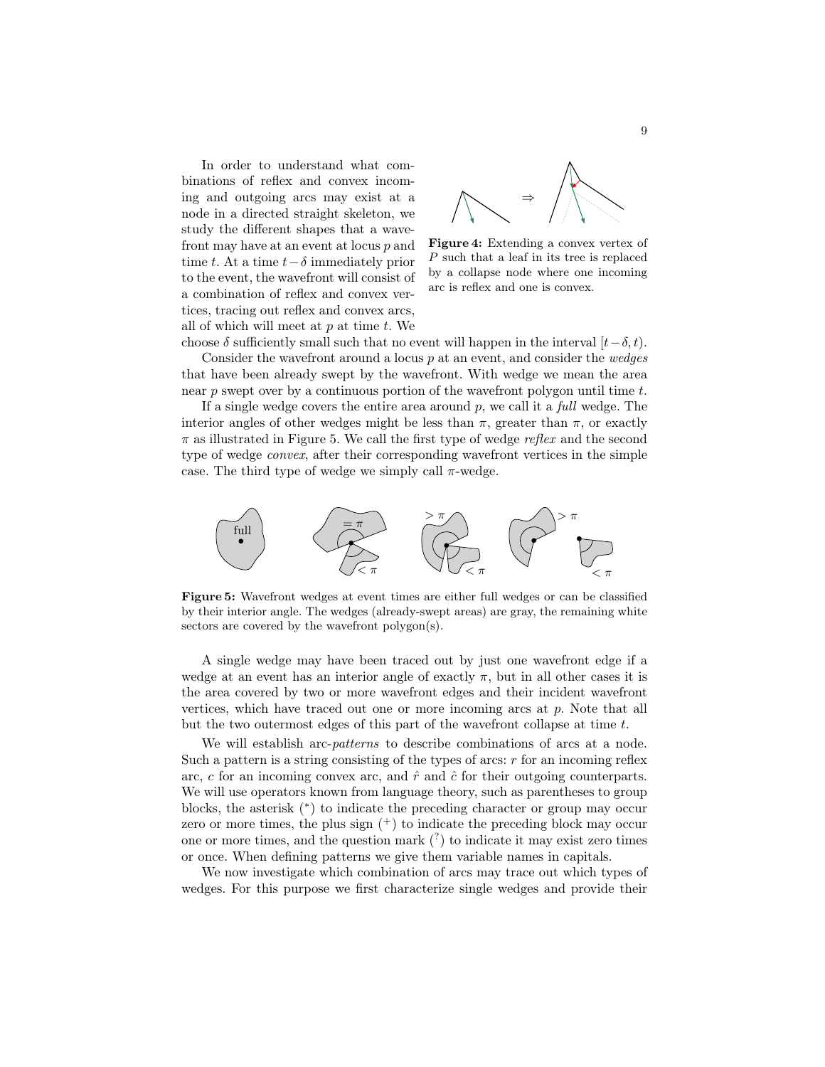In order to understand what combinations of reflex and convex incoming and outgoing arcs may exist at a node in a directed straight skeleton, we study the different shapes that a wavefront may have at an event at locus $p$ and time $t$. At a time $t-\delta$ immediately prior to the event, the wavefront will consist of a combination of reflex and convex vertices, tracing out reflex and convex arcs, all of which will meet at $p$ at time $t$. We choose $\delta$ sufficiently small such that no event will happen in the interval $[t-\delta, t)$.

**Figure 4:** Extending a convex vertex of $P$ such that a leaf in its tree is replaced by a collapse node where one incoming arc is reflex and one is convex.

Consider the wavefront around a locus $p$ at an event, and consider the *wedges* that have been already swept by the wavefront. With wedge we mean the area near $p$ swept over by a continuous portion of the wavefront polygon until time $t$.

If a single wedge covers the entire area around $p$, we call it a *full* wedge. The interior angles of other wedges might be less than $\pi$, greater than $\pi$, or exactly $\pi$ as illustrated in Figure 5. We call the first type of wedge *reflex* and the second type of wedge *convex*, after their corresponding wavefront vertices in the simple case. The third type of wedge we simply call $\pi$-wedge.

**Figure 5:** Wavefront wedges at event times are either full wedges or can be classified by their interior angle. The wedges (already-swept areas) are gray, the remaining white sectors are covered by the wavefront polygon(s).

A single wedge may have been traced out by just one wavefront edge if a wedge at an event has an interior angle of exactly $\pi$, but in all other cases it is the area covered by two or more wavefront edges and their incident wavefront vertices, which have traced out one or more incoming arcs at $p$. Note that all but the two outermost edges of this part of the wavefront collapse at time $t$.

We will establish arc-*patterns* to describe combinations of arcs at a node. Such a pattern is a string consisting of the types of arcs: $r$ for an incoming reflex arc, $c$ for an incoming convex arc, and $\hat{r}$ and $\hat{c}$ for their outgoing counterparts. We will use operators known from language theory, such as parentheses to group blocks, the asterisk ($^*$) to indicate the preceding character or group may occur zero or more times, the plus sign ($^+$) to indicate the preceding block may occur one or more times, and the question mark ($^?$) to indicate it may exist zero times or once. When defining patterns we give them variable names in capitals.

We now investigate which combination of arcs may trace out which types of wedges. For this purpose we first characterize single wedges and provide their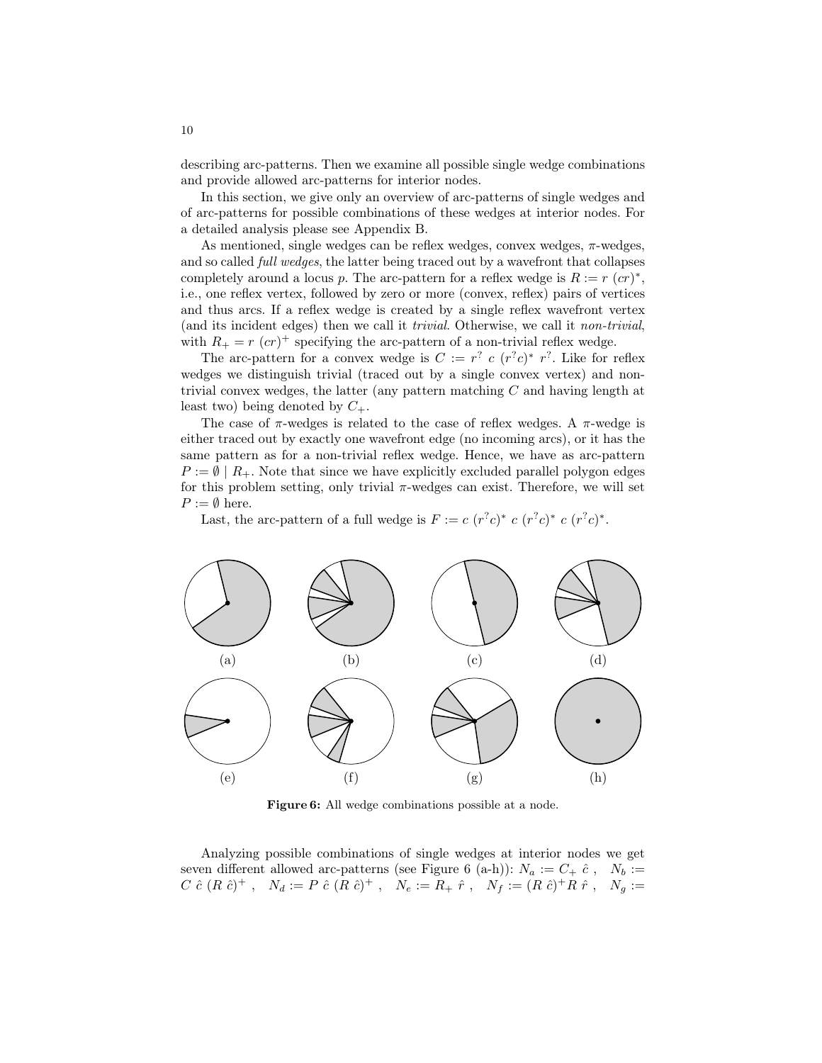describing arc-patterns. Then we examine all possible single wedge combinations and provide allowed arc-patterns for interior nodes.

In this section, we give only an overview of arc-patterns of single wedges and of arc-patterns for possible combinations of these wedges at interior nodes. For a detailed analysis please see Appendix B.

As mentioned, single wedges can be reflex wedges, convex wedges, $\pi$-wedges, and so called *full wedges*, the latter being traced out by a wavefront that collapses completely around a locus $p$. The arc-pattern for a reflex wedge is $R := r\ (cr)^*$, i.e., one reflex vertex, followed by zero or more (convex, reflex) pairs of vertices and thus arcs. If a reflex wedge is created by a single reflex wavefront vertex (and its incident edges) then we call it *trivial*. Otherwise, we call it *non-trivial*, with $R_+ = r\ (cr)^+$ specifying the arc-pattern of a non-trivial reflex wedge.

The arc-pattern for a convex wedge is $C := r^?\ c\ (r^?c)^*\ r^?$. Like for reflex wedges we distinguish trivial (traced out by a single convex vertex) and non-trivial convex wedges, the latter (any pattern matching $C$ and having length at least two) being denoted by $C_+$.

The case of $\pi$-wedges is related to the case of reflex wedges. A $\pi$-wedge is either traced out by exactly one wavefront edge (no incoming arcs), or it has the same pattern as for a non-trivial reflex wedge. Hence, we have as arc-pattern $P := \emptyset \mid R_+$. Note that since we have explicitly excluded parallel polygon edges for this problem setting, only trivial $\pi$-wedges can exist. Therefore, we will set $P := \emptyset$ here.

Last, the arc-pattern of a full wedge is $F := c\ (r^?c)^*\ c\ (r^?c)^*\ c\ (r^?c)^*$.

(a) (b) (c) (d) (e) (f) (g) (h)

**Figure 6:** All wedge combinations possible at a node.

Analyzing possible combinations of single wedges at interior nodes we get seven different allowed arc-patterns (see Figure 6 (a-h)): $N_a := C_+\ \hat{c}$ , $N_b := C\ \hat{c}\ (R\ \hat{c})^+$ , $N_d := P\ \hat{c}\ (R\ \hat{c})^+$ , $N_e := R_+\ \hat{r}$ , $N_f := (R\ \hat{c})^+ R\ \hat{r}$ , $N_g :=$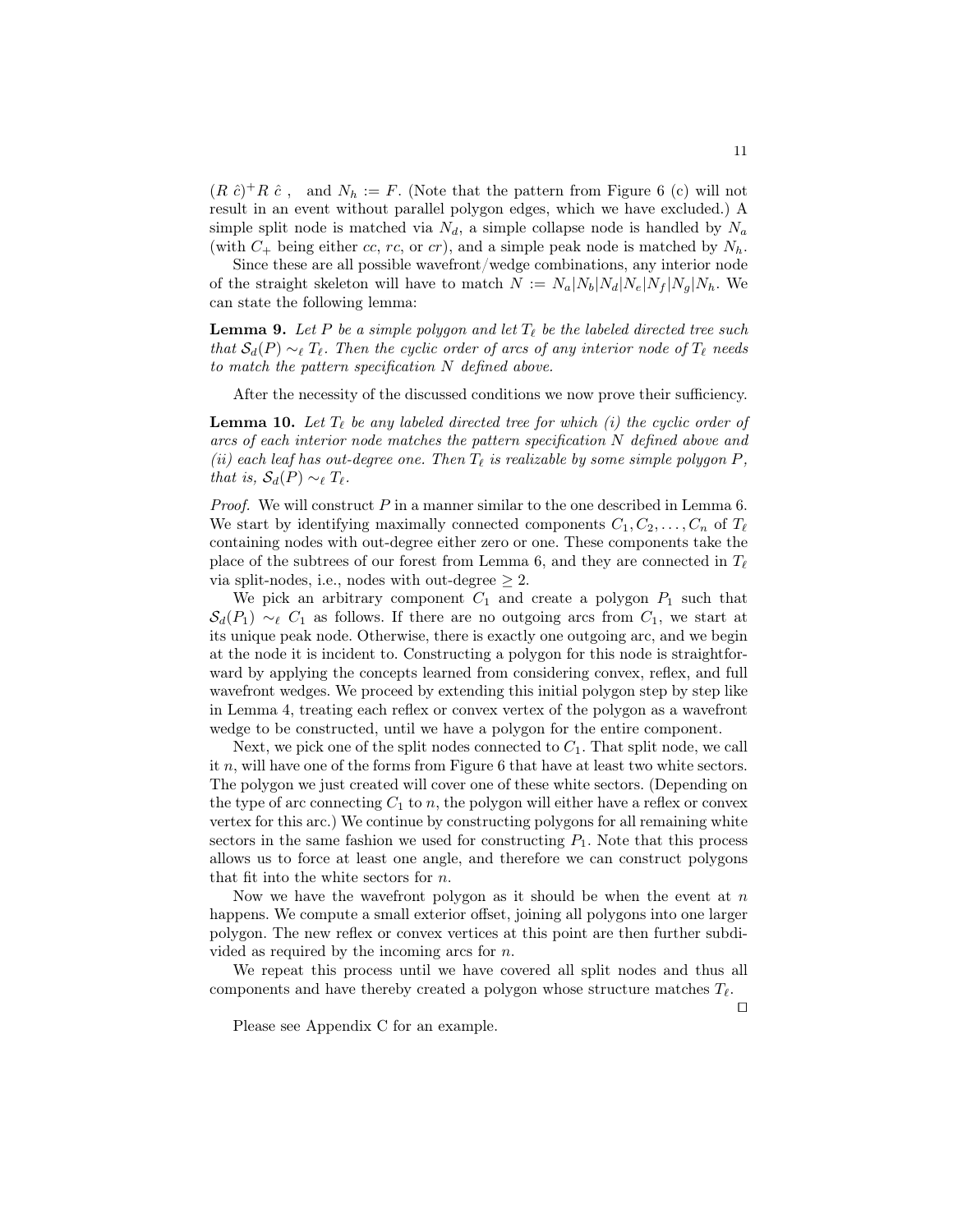$(R\ \hat{c})^{+} R\ \hat{c}$ , and $N_h := F$. (Note that the pattern from Figure 6 (c) will not result in an event without parallel polygon edges, which we have excluded.) A simple split node is matched via $N_d$, a simple collapse node is handled by $N_a$ (with $C_+$ being either $cc$, $rc$, or $cr$), and a simple peak node is matched by $N_h$.

Since these are all possible wavefront/wedge combinations, any interior node of the straight skeleton will have to match $N := N_a|N_b|N_d|N_e|N_f|N_g|N_h$. We can state the following lemma:

**Lemma 9.** *Let $P$ be a simple polygon and let $T_\ell$ be the labeled directed tree such that $\mathcal{S}_d(P) \sim_\ell T_\ell$. Then the cyclic order of arcs of any interior node of $T_\ell$ needs to match the pattern specification $N$ defined above.*

After the necessity of the discussed conditions we now prove their sufficiency.

**Lemma 10.** *Let $T_\ell$ be any labeled directed tree for which (i) the cyclic order of arcs of each interior node matches the pattern specification $N$ defined above and (ii) each leaf has out-degree one. Then $T_\ell$ is realizable by some simple polygon $P$, that is, $\mathcal{S}_d(P) \sim_\ell T_\ell$.*

*Proof.* We will construct $P$ in a manner similar to the one described in Lemma 6. We start by identifying maximally connected components $C_1, C_2, \ldots, C_n$ of $T_\ell$ containing nodes with out-degree either zero or one. These components take the place of the subtrees of our forest from Lemma 6, and they are connected in $T_\ell$ via split-nodes, i.e., nodes with out-degree $\geq 2$.

We pick an arbitrary component $C_1$ and create a polygon $P_1$ such that $\mathcal{S}_d(P_1) \sim_\ell C_1$ as follows. If there are no outgoing arcs from $C_1$, we start at its unique peak node. Otherwise, there is exactly one outgoing arc, and we begin at the node it is incident to. Constructing a polygon for this node is straightforward by applying the concepts learned from considering convex, reflex, and full wavefront wedges. We proceed by extending this initial polygon step by step like in Lemma 4, treating each reflex or convex vertex of the polygon as a wavefront wedge to be constructed, until we have a polygon for the entire component.

Next, we pick one of the split nodes connected to $C_1$. That split node, we call it $n$, will have one of the forms from Figure 6 that have at least two white sectors. The polygon we just created will cover one of these white sectors. (Depending on the type of arc connecting $C_1$ to $n$, the polygon will either have a reflex or convex vertex for this arc.) We continue by constructing polygons for all remaining white sectors in the same fashion we used for constructing $P_1$. Note that this process allows us to force at least one angle, and therefore we can construct polygons that fit into the white sectors for $n$.

Now we have the wavefront polygon as it should be when the event at $n$ happens. We compute a small exterior offset, joining all polygons into one larger polygon. The new reflex or convex vertices at this point are then further subdivided as required by the incoming arcs for $n$.

We repeat this process until we have covered all split nodes and thus all components and have thereby created a polygon whose structure matches $T_\ell$. □

Please see Appendix C for an example.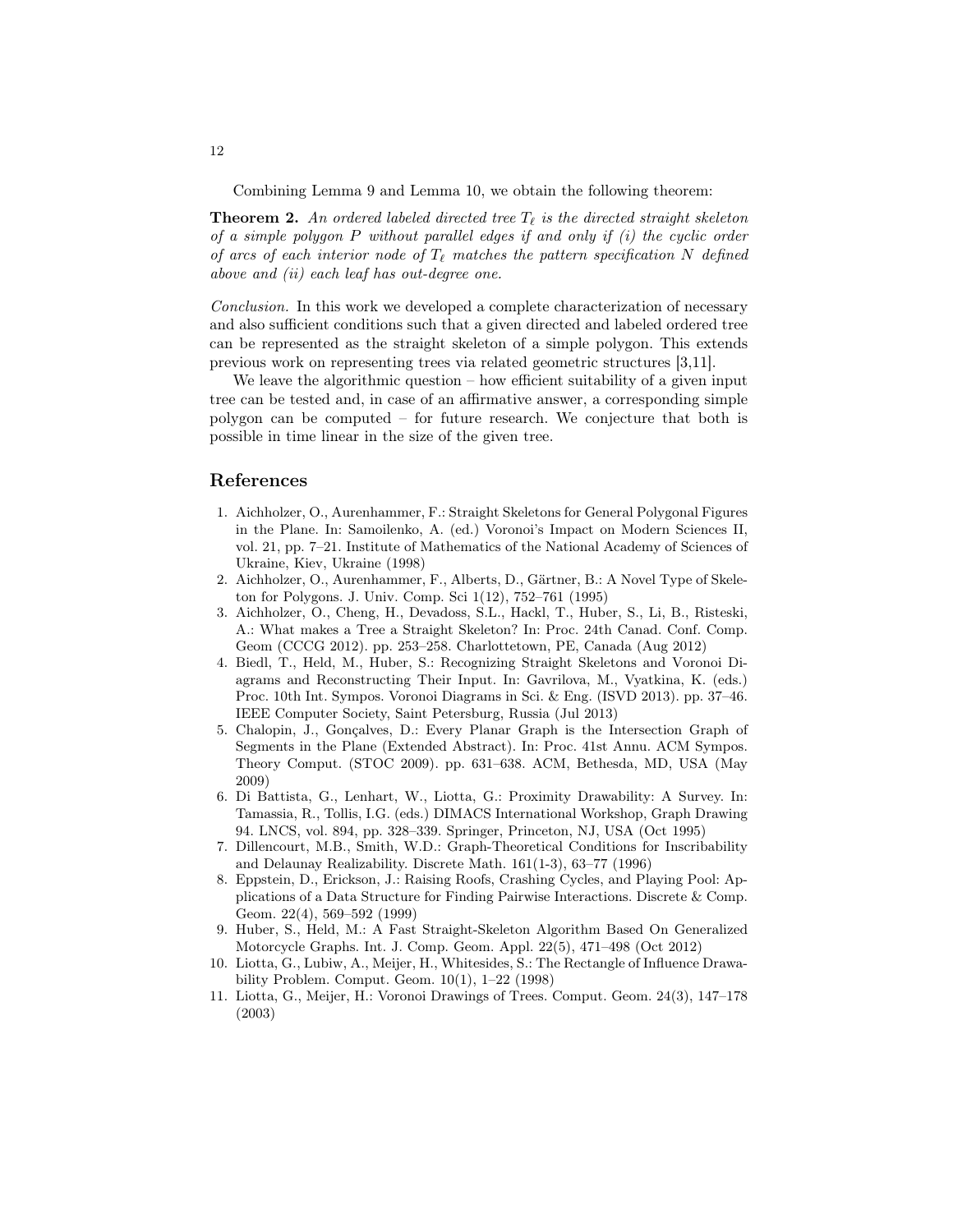Combining Lemma 9 and Lemma 10, we obtain the following theorem:

**Theorem 2.** *An ordered labeled directed tree $T_\ell$ is the directed straight skeleton of a simple polygon $P$ without parallel edges if and only if (i) the cyclic order of arcs of each interior node of $T_\ell$ matches the pattern specification $N$ defined above and (ii) each leaf has out-degree one.*

*Conclusion.* In this work we developed a complete characterization of necessary and also sufficient conditions such that a given directed and labeled ordered tree can be represented as the straight skeleton of a simple polygon. This extends previous work on representing trees via related geometric structures [3,11].

We leave the algorithmic question – how efficient suitability of a given input tree can be tested and, in case of an affirmative answer, a corresponding simple polygon can be computed – for future research. We conjecture that both is possible in time linear in the size of the given tree.

## References

1. Aichholzer, O., Aurenhammer, F.: Straight Skeletons for General Polygonal Figures in the Plane. In: Samoilenko, A. (ed.) Voronoi's Impact on Modern Sciences II, vol. 21, pp. 7–21. Institute of Mathematics of the National Academy of Sciences of Ukraine, Kiev, Ukraine (1998)
2. Aichholzer, O., Aurenhammer, F., Alberts, D., Gärtner, B.: A Novel Type of Skeleton for Polygons. J. Univ. Comp. Sci 1(12), 752–761 (1995)
3. Aichholzer, O., Cheng, H., Devadoss, S.L., Hackl, T., Huber, S., Li, B., Risteski, A.: What makes a Tree a Straight Skeleton? In: Proc. 24th Canad. Conf. Comp. Geom (CCCG 2012). pp. 253–258. Charlottetown, PE, Canada (Aug 2012)
4. Biedl, T., Held, M., Huber, S.: Recognizing Straight Skeletons and Voronoi Diagrams and Reconstructing Their Input. In: Gavrilova, M., Vyatkina, K. (eds.) Proc. 10th Int. Sympos. Voronoi Diagrams in Sci. & Eng. (ISVD 2013). pp. 37–46. IEEE Computer Society, Saint Petersburg, Russia (Jul 2013)
5. Chalopin, J., Gonçalves, D.: Every Planar Graph is the Intersection Graph of Segments in the Plane (Extended Abstract). In: Proc. 41st Annu. ACM Sympos. Theory Comput. (STOC 2009). pp. 631–638. ACM, Bethesda, MD, USA (May 2009)
6. Di Battista, G., Lenhart, W., Liotta, G.: Proximity Drawability: A Survey. In: Tamassia, R., Tollis, I.G. (eds.) DIMACS International Workshop, Graph Drawing 94. LNCS, vol. 894, pp. 328–339. Springer, Princeton, NJ, USA (Oct 1995)
7. Dillencourt, M.B., Smith, W.D.: Graph-Theoretical Conditions for Inscribability and Delaunay Realizability. Discrete Math. 161(1-3), 63–77 (1996)
8. Eppstein, D., Erickson, J.: Raising Roofs, Crashing Cycles, and Playing Pool: Applications of a Data Structure for Finding Pairwise Interactions. Discrete & Comp. Geom. 22(4), 569–592 (1999)
9. Huber, S., Held, M.: A Fast Straight-Skeleton Algorithm Based On Generalized Motorcycle Graphs. Int. J. Comp. Geom. Appl. 22(5), 471–498 (Oct 2012)
10. Liotta, G., Lubiw, A., Meijer, H., Whitesides, S.: The Rectangle of Influence Drawability Problem. Comput. Geom. 10(1), 1–22 (1998)
11. Liotta, G., Meijer, H.: Voronoi Drawings of Trees. Comput. Geom. 24(3), 147–178 (2003)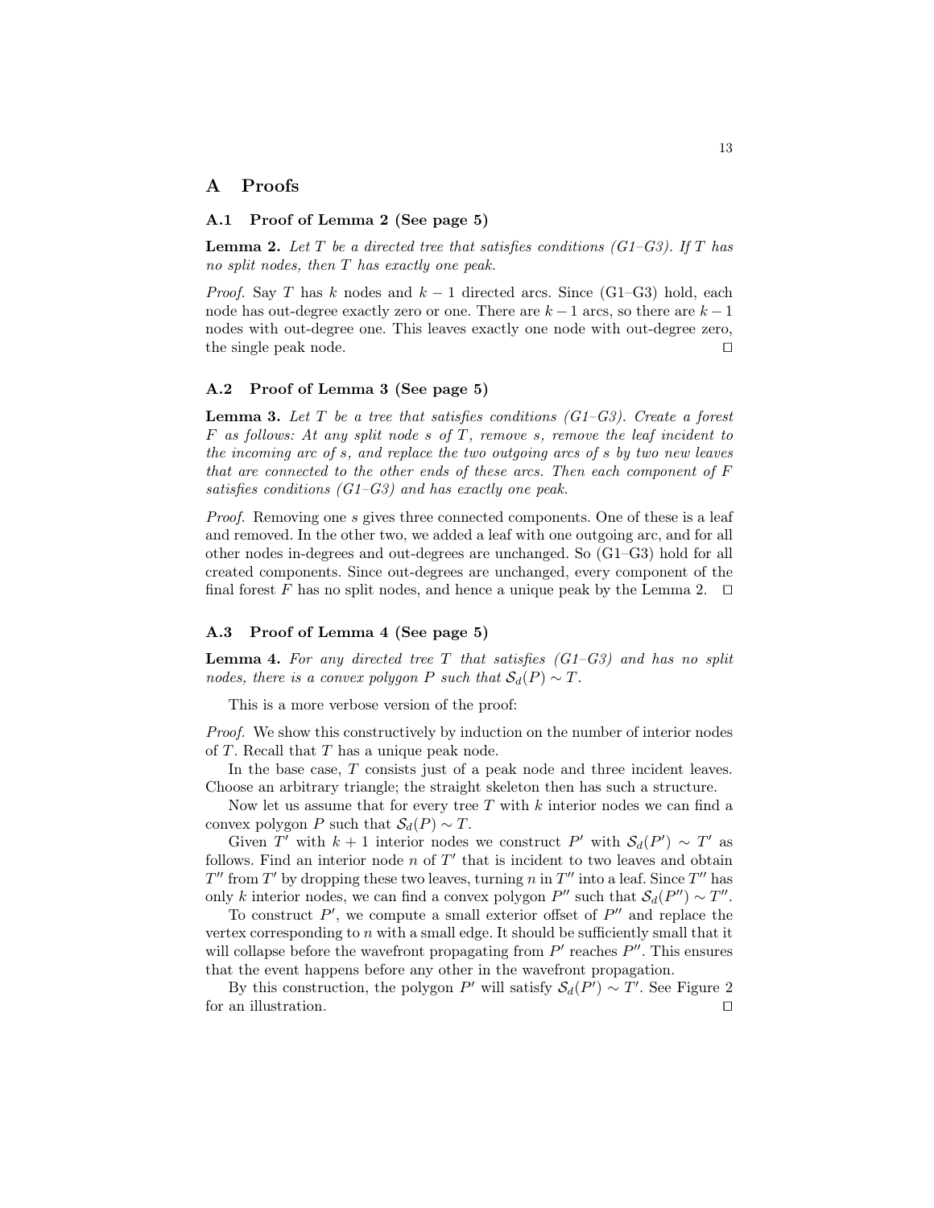# A Proofs

## A.1 Proof of Lemma 2 (See page 5)

**Lemma 2.** *Let $T$ be a directed tree that satisfies conditions (G1–G3). If $T$ has no split nodes, then $T$ has exactly one peak.*

*Proof.* Say $T$ has $k$ nodes and $k-1$ directed arcs. Since (G1–G3) hold, each node has out-degree exactly zero or one. There are $k-1$ arcs, so there are $k-1$ nodes with out-degree one. This leaves exactly one node with out-degree zero, the single peak node. □

## A.2 Proof of Lemma 3 (See page 5)

**Lemma 3.** *Let $T$ be a tree that satisfies conditions (G1–G3). Create a forest $F$ as follows: At any split node $s$ of $T$, remove $s$, remove the leaf incident to the incoming arc of $s$, and replace the two outgoing arcs of $s$ by two new leaves that are connected to the other ends of these arcs. Then each component of $F$ satisfies conditions (G1–G3) and has exactly one peak.*

*Proof.* Removing one $s$ gives three connected components. One of these is a leaf and removed. In the other two, we added a leaf with one outgoing arc, and for all other nodes in-degrees and out-degrees are unchanged. So (G1–G3) hold for all created components. Since out-degrees are unchanged, every component of the final forest $F$ has no split nodes, and hence a unique peak by the Lemma 2. □

## A.3 Proof of Lemma 4 (See page 5)

**Lemma 4.** *For any directed tree $T$ that satisfies (G1–G3) and has no split nodes, there is a convex polygon $P$ such that $\mathcal{S}_d(P) \sim T$.*

This is a more verbose version of the proof:

*Proof.* We show this constructively by induction on the number of interior nodes of $T$. Recall that $T$ has a unique peak node.

In the base case, $T$ consists just of a peak node and three incident leaves. Choose an arbitrary triangle; the straight skeleton then has such a structure.

Now let us assume that for every tree $T$ with $k$ interior nodes we can find a convex polygon $P$ such that $\mathcal{S}_d(P) \sim T$.

Given $T'$ with $k+1$ interior nodes we construct $P'$ with $\mathcal{S}_d(P') \sim T'$ as follows. Find an interior node $n$ of $T'$ that is incident to two leaves and obtain $T''$ from $T'$ by dropping these two leaves, turning $n$ in $T''$ into a leaf. Since $T''$ has only $k$ interior nodes, we can find a convex polygon $P''$ such that $\mathcal{S}_d(P'') \sim T''$.

To construct $P'$, we compute a small exterior offset of $P''$ and replace the vertex corresponding to $n$ with a small edge. It should be sufficiently small that it will collapse before the wavefront propagating from $P'$ reaches $P''$. This ensures that the event happens before any other in the wavefront propagation.

By this construction, the polygon $P'$ will satisfy $\mathcal{S}_d(P') \sim T'$. See Figure 2 for an illustration. □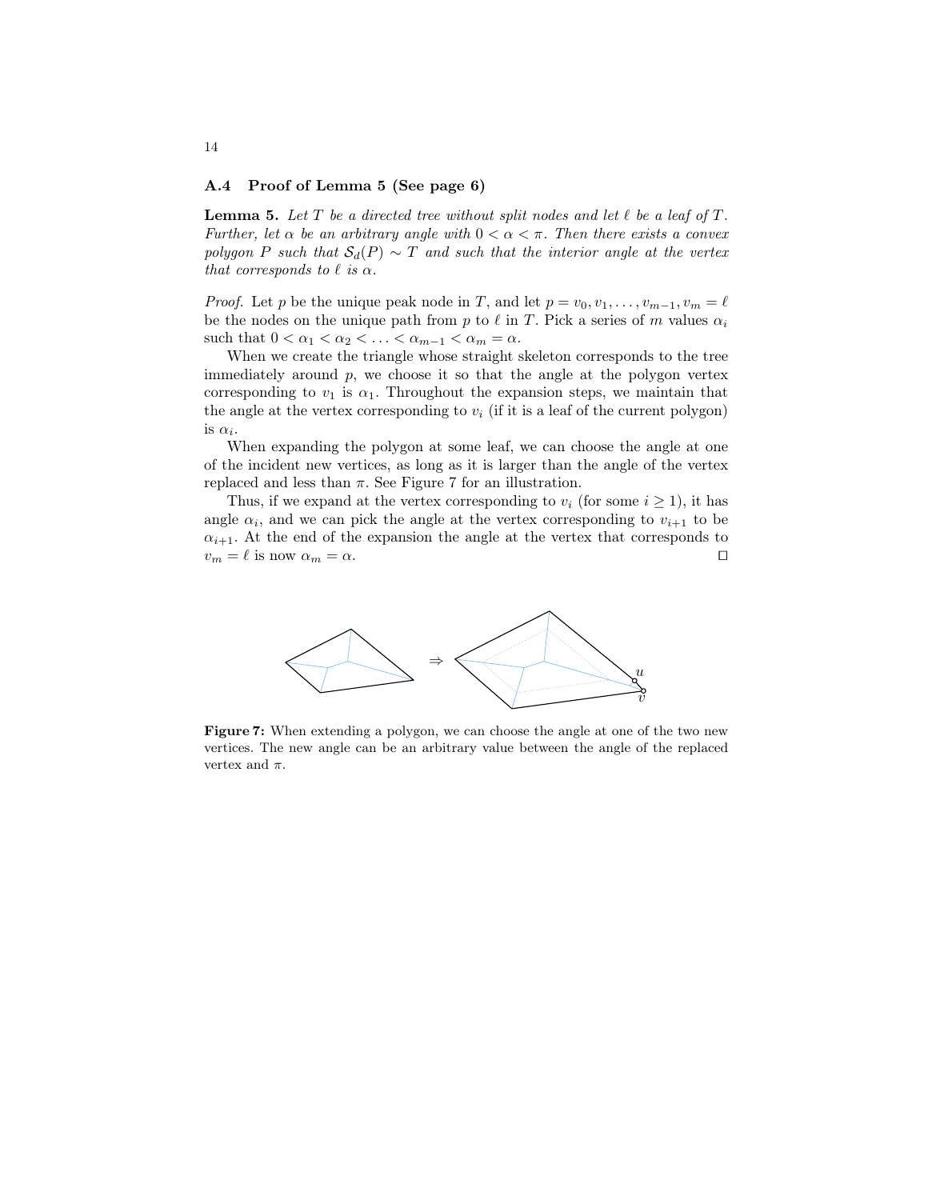### A.4 Proof of Lemma 5 (See page 6)

**Lemma 5.** *Let $T$ be a directed tree without split nodes and let $\ell$ be a leaf of $T$. Further, let $\alpha$ be an arbitrary angle with $0 < \alpha < \pi$. Then there exists a convex polygon $P$ such that $\mathcal{S}_d(P) \sim T$ and such that the interior angle at the vertex that corresponds to $\ell$ is $\alpha$.*

*Proof.* Let $p$ be the unique peak node in $T$, and let $p = v_0, v_1, \ldots, v_{m-1}, v_m = \ell$ be the nodes on the unique path from $p$ to $\ell$ in $T$. Pick a series of $m$ values $\alpha_i$ such that $0 < \alpha_1 < \alpha_2 < \ldots < \alpha_{m-1} < \alpha_m = \alpha$.

When we create the triangle whose straight skeleton corresponds to the tree immediately around $p$, we choose it so that the angle at the polygon vertex corresponding to $v_1$ is $\alpha_1$. Throughout the expansion steps, we maintain that the angle at the vertex corresponding to $v_i$ (if it is a leaf of the current polygon) is $\alpha_i$.

When expanding the polygon at some leaf, we can choose the angle at one of the incident new vertices, as long as it is larger than the angle of the vertex replaced and less than $\pi$. See Figure 7 for an illustration.

Thus, if we expand at the vertex corresponding to $v_i$ (for some $i \geq 1$), it has angle $\alpha_i$, and we can pick the angle at the vertex corresponding to $v_{i+1}$ to be $\alpha_{i+1}$. At the end of the expansion the angle at the vertex that corresponds to $v_m = \ell$ is now $\alpha_m = \alpha$. $\square$

**Figure 7:** When extending a polygon, we can choose the angle at one of the two new vertices. The new angle can be an arbitrary value between the angle of the replaced vertex and $\pi$.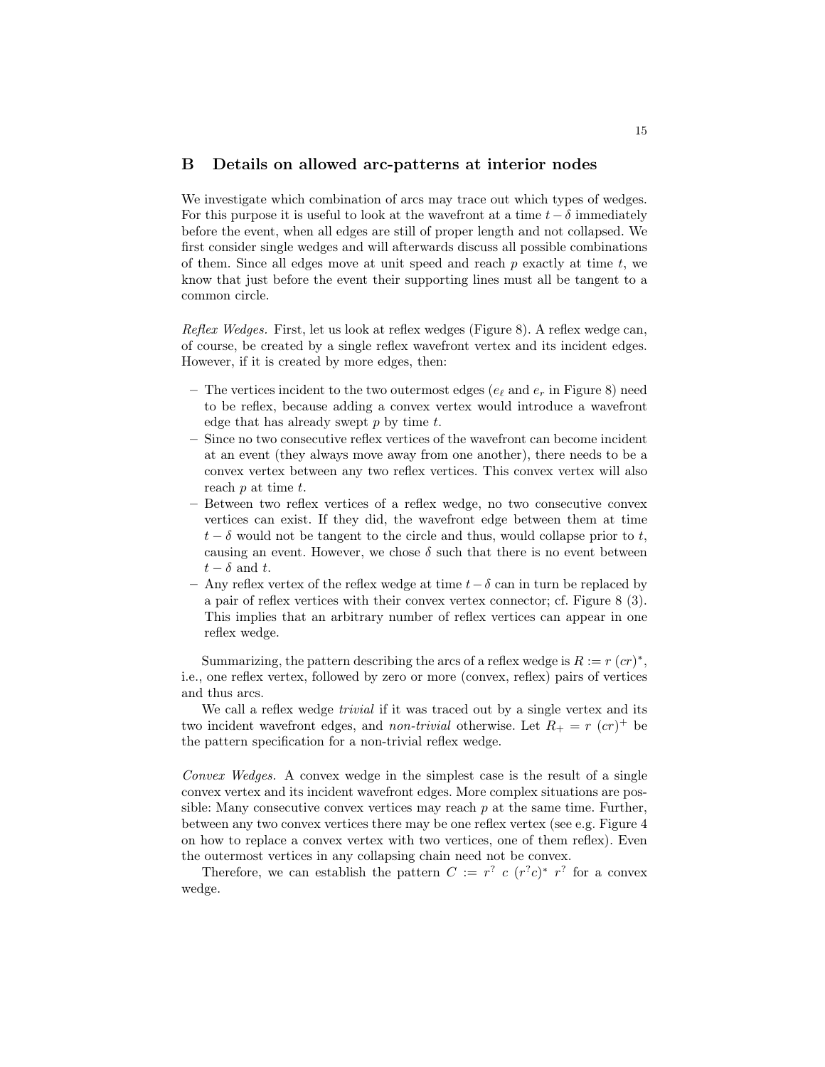## B Details on allowed arc-patterns at interior nodes

We investigate which combination of arcs may trace out which types of wedges. For this purpose it is useful to look at the wavefront at a time $t - \delta$ immediately before the event, when all edges are still of proper length and not collapsed. We first consider single wedges and will afterwards discuss all possible combinations of them. Since all edges move at unit speed and reach $p$ exactly at time $t$, we know that just before the event their supporting lines must all be tangent to a common circle.

*Reflex Wedges.* First, let us look at reflex wedges (Figure 8). A reflex wedge can, of course, be created by a single reflex wavefront vertex and its incident edges. However, if it is created by more edges, then:

- The vertices incident to the two outermost edges ($e_\ell$ and $e_r$ in Figure 8) need to be reflex, because adding a convex vertex would introduce a wavefront edge that has already swept $p$ by time $t$.
- Since no two consecutive reflex vertices of the wavefront can become incident at an event (they always move away from one another), there needs to be a convex vertex between any two reflex vertices. This convex vertex will also reach $p$ at time $t$.
- Between two reflex vertices of a reflex wedge, no two consecutive convex vertices can exist. If they did, the wavefront edge between them at time $t - \delta$ would not be tangent to the circle and thus, would collapse prior to $t$, causing an event. However, we chose $\delta$ such that there is no event between $t - \delta$ and $t$.
- Any reflex vertex of the reflex wedge at time $t - \delta$ can in turn be replaced by a pair of reflex vertices with their convex vertex connector; cf. Figure 8 (3). This implies that an arbitrary number of reflex vertices can appear in one reflex wedge.

Summarizing, the pattern describing the arcs of a reflex wedge is $R := r\ (cr)^*$, i.e., one reflex vertex, followed by zero or more (convex, reflex) pairs of vertices and thus arcs.

We call a reflex wedge *trivial* if it was traced out by a single vertex and its two incident wavefront edges, and *non-trivial* otherwise. Let $R_+ = r\ (cr)^+$ be the pattern specification for a non-trivial reflex wedge.

*Convex Wedges.* A convex wedge in the simplest case is the result of a single convex vertex and its incident wavefront edges. More complex situations are possible: Many consecutive convex vertices may reach $p$ at the same time. Further, between any two convex vertices there may be one reflex vertex (see e.g. Figure 4 on how to replace a convex vertex with two vertices, one of them reflex). Even the outermost vertices in any collapsing chain need not be convex.

Therefore, we can establish the pattern $C := r^?\ c\ (r^?c)^*\ r^?$ for a convex wedge.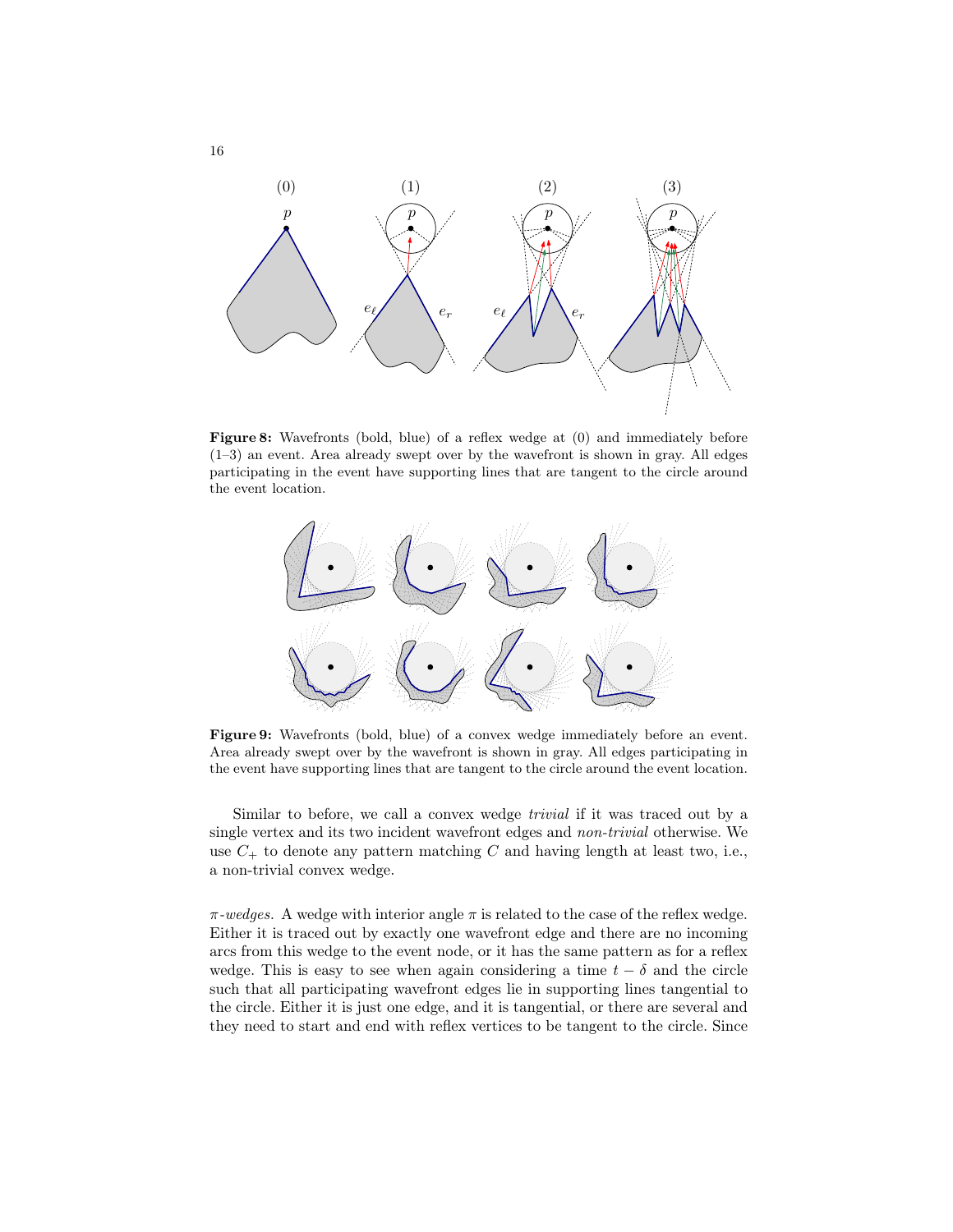**Figure 8:** Wavefronts (bold, blue) of a reflex wedge at (0) and immediately before (1–3) an event. Area already swept over by the wavefront is shown in gray. All edges participating in the event have supporting lines that are tangent to the circle around the event location.

**Figure 9:** Wavefronts (bold, blue) of a convex wedge immediately before an event. Area already swept over by the wavefront is shown in gray. All edges participating in the event have supporting lines that are tangent to the circle around the event location.

Similar to before, we call a convex wedge *trivial* if it was traced out by a single vertex and its two incident wavefront edges and *non-trivial* otherwise. We use $C_+$ to denote any pattern matching $C$ and having length at least two, i.e., a non-trivial convex wedge.

*$\pi$-wedges.* A wedge with interior angle $\pi$ is related to the case of the reflex wedge. Either it is traced out by exactly one wavefront edge and there are no incoming arcs from this wedge to the event node, or it has the same pattern as for a reflex wedge. This is easy to see when again considering a time $t - \delta$ and the circle such that all participating wavefront edges lie in supporting lines tangential to the circle. Either it is just one edge, and it is tangential, or there are several and they need to start and end with reflex vertices to be tangent to the circle. Since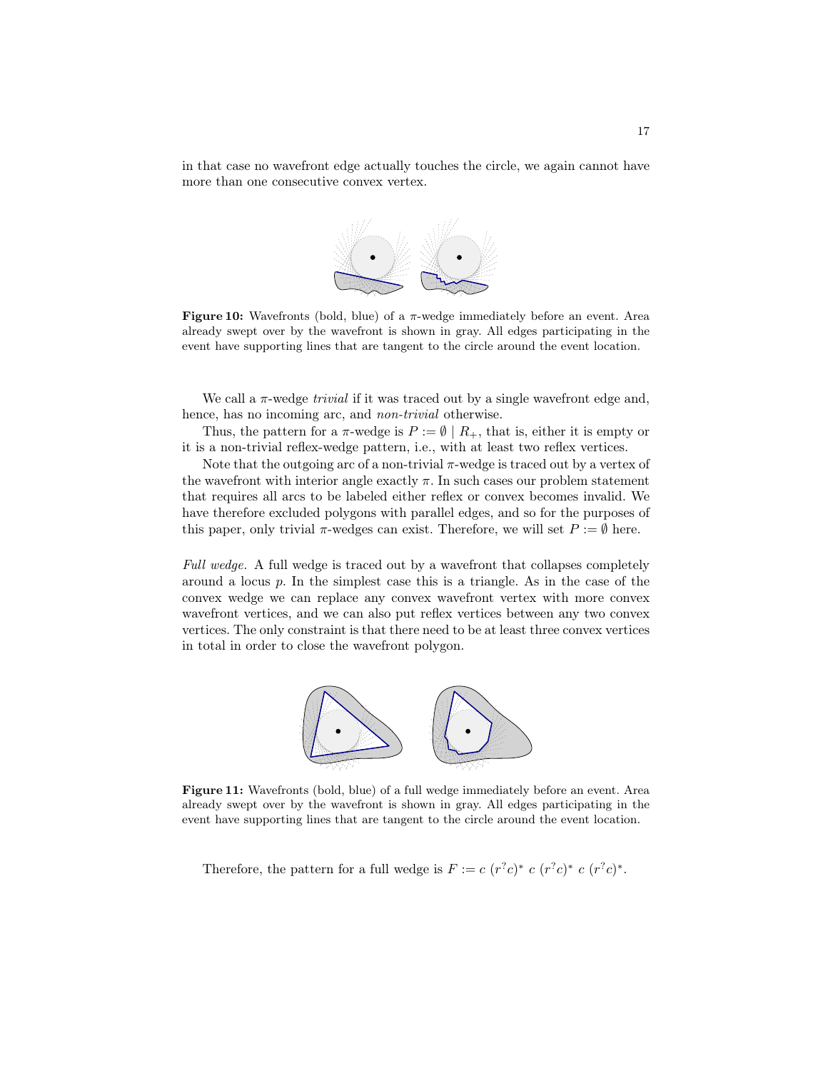in that case no wavefront edge actually touches the circle, we again cannot have more than one consecutive convex vertex.

**Figure 10:** Wavefronts (bold, blue) of a $\pi$-wedge immediately before an event. Area already swept over by the wavefront is shown in gray. All edges participating in the event have supporting lines that are tangent to the circle around the event location.

We call a $\pi$-wedge *trivial* if it was traced out by a single wavefront edge and, hence, has no incoming arc, and *non-trivial* otherwise.

Thus, the pattern for a $\pi$-wedge is $P := \emptyset \mid R_+$, that is, either it is empty or it is a non-trivial reflex-wedge pattern, i.e., with at least two reflex vertices.

Note that the outgoing arc of a non-trivial $\pi$-wedge is traced out by a vertex of the wavefront with interior angle exactly $\pi$. In such cases our problem statement that requires all arcs to be labeled either reflex or convex becomes invalid. We have therefore excluded polygons with parallel edges, and so for the purposes of this paper, only trivial $\pi$-wedges can exist. Therefore, we will set $P := \emptyset$ here.

*Full wedge.* A full wedge is traced out by a wavefront that collapses completely around a locus $p$. In the simplest case this is a triangle. As in the case of the convex wedge we can replace any convex wavefront vertex with more convex wavefront vertices, and we can also put reflex vertices between any two convex vertices. The only constraint is that there need to be at least three convex vertices in total in order to close the wavefront polygon.

**Figure 11:** Wavefronts (bold, blue) of a full wedge immediately before an event. Area already swept over by the wavefront is shown in gray. All edges participating in the event have supporting lines that are tangent to the circle around the event location.

Therefore, the pattern for a full wedge is $F := c\ (r^?c)^*\ c\ (r^?c)^*\ c\ (r^?c)^*$.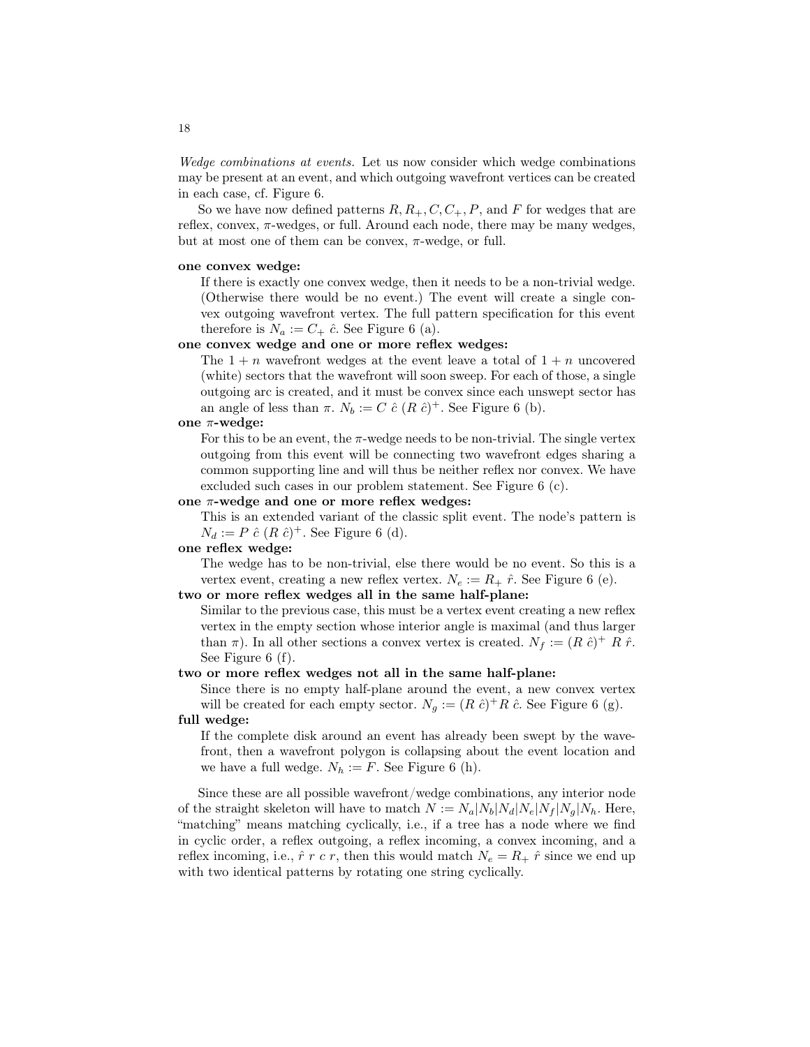*Wedge combinations at events.* Let us now consider which wedge combinations may be present at an event, and which outgoing wavefront vertices can be created in each case, cf. Figure 6.

So we have now defined patterns $R, R_+, C, C_+, P$, and $F$ for wedges that are reflex, convex, $\pi$-wedges, or full. Around each node, there may be many wedges, but at most one of them can be convex, $\pi$-wedge, or full.

**one convex wedge:**
If there is exactly one convex wedge, then it needs to be a non-trivial wedge. (Otherwise there would be no event.) The event will create a single convex outgoing wavefront vertex. The full pattern specification for this event therefore is $N_a := C_+ \ \hat{c}$. See Figure 6 (a).

**one convex wedge and one or more reflex wedges:**
The $1+n$ wavefront wedges at the event leave a total of $1+n$ uncovered (white) sectors that the wavefront will soon sweep. For each of those, a single outgoing arc is created, and it must be convex since each unswept sector has an angle of less than $\pi$. $N_b := C \ \hat{c} \ (R \ \hat{c})^+$. See Figure 6 (b).

**one $\pi$-wedge:**
For this to be an event, the $\pi$-wedge needs to be non-trivial. The single vertex outgoing from this event will be connecting two wavefront edges sharing a common supporting line and will thus be neither reflex nor convex. We have excluded such cases in our problem statement. See Figure 6 (c).

**one $\pi$-wedge and one or more reflex wedges:**
This is an extended variant of the classic split event. The node's pattern is $N_d := P \ \hat{c} \ (R \ \hat{c})^+$. See Figure 6 (d).

**one reflex wedge:**
The wedge has to be non-trivial, else there would be no event. So this is a vertex event, creating a new reflex vertex. $N_e := R_+ \ \hat{r}$. See Figure 6 (e).

**two or more reflex wedges all in the same half-plane:**
Similar to the previous case, this must be a vertex event creating a new reflex vertex in the empty section whose interior angle is maximal (and thus larger than $\pi$). In all other sections a convex vertex is created. $N_f := (R \ \hat{c})^+ \ R \ \hat{r}$. See Figure 6 (f).

**two or more reflex wedges not all in the same half-plane:**
Since there is no empty half-plane around the event, a new convex vertex will be created for each empty sector. $N_g := (R \ \hat{c})^+ R \ \hat{c}$. See Figure 6 (g).

**full wedge:**
If the complete disk around an event has already been swept by the wavefront, then a wavefront polygon is collapsing about the event location and we have a full wedge. $N_h := F$. See Figure 6 (h).

Since these are all possible wavefront/wedge combinations, any interior node of the straight skeleton will have to match $N := N_a | N_b | N_d | N_e | N_f | N_g | N_h$. Here, "matching" means matching cyclically, i.e., if a tree has a node where we find in cyclic order, a reflex outgoing, a reflex incoming, a convex incoming, and a reflex incoming, i.e., $\hat{r} \ r \ c \ r$, then this would match $N_e = R_+ \ \hat{r}$ since we end up with two identical patterns by rotating one string cyclically.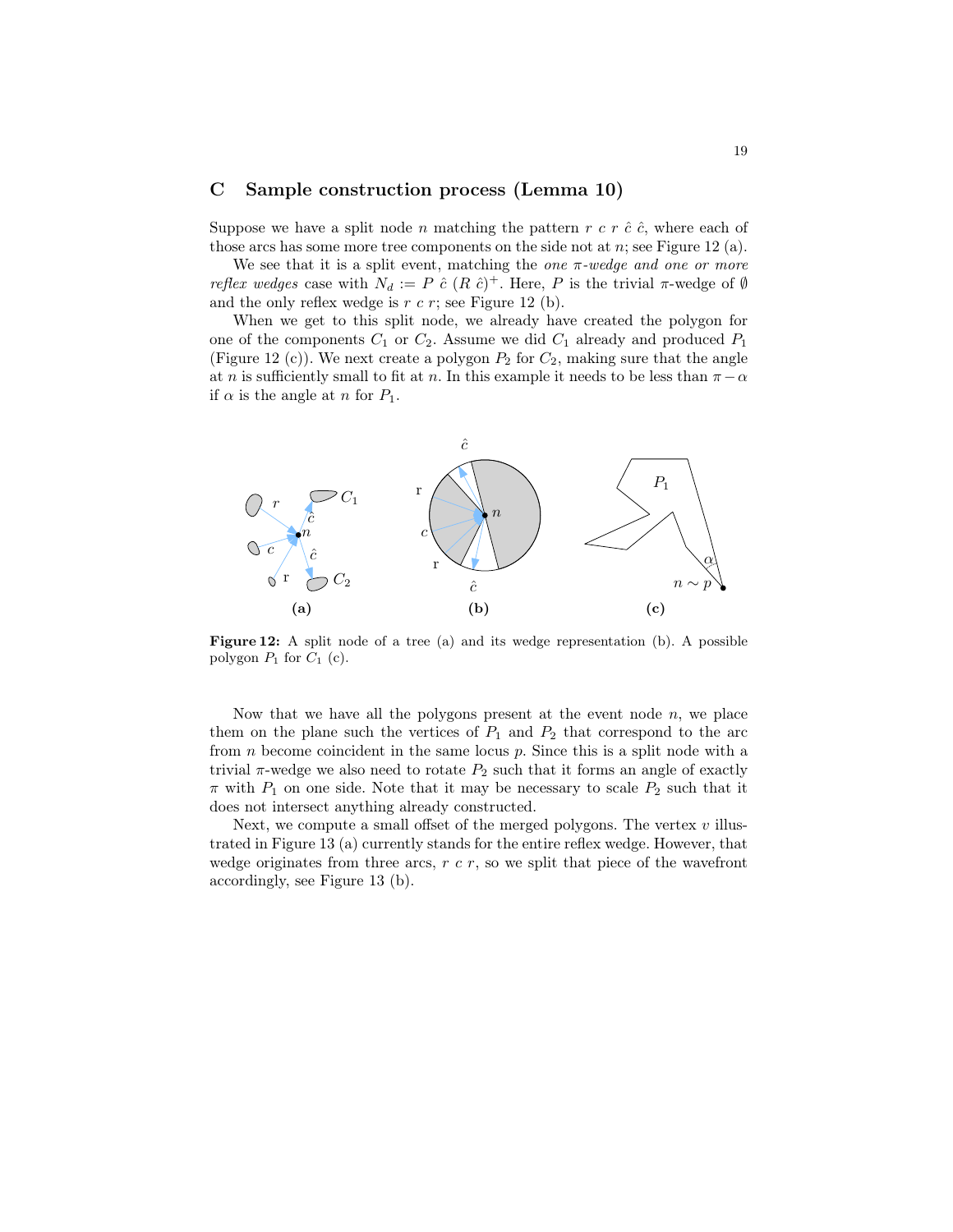## C Sample construction process (Lemma 10)

Suppose we have a split node $n$ matching the pattern $r\ c\ r\ \hat{c}\ \hat{c}$, where each of those arcs has some more tree components on the side not at $n$; see Figure 12 (a).

We see that it is a split event, matching the *one π-wedge and one or more reflex wedges* case with $N_d := P\ \hat{c}\ (R\ \hat{c})^+$. Here, $P$ is the trivial $\pi$-wedge of $\emptyset$ and the only reflex wedge is $r\ c\ r$; see Figure 12 (b).

When we get to this split node, we already have created the polygon for one of the components $C_1$ or $C_2$. Assume we did $C_1$ already and produced $P_1$ (Figure 12 (c)). We next create a polygon $P_2$ for $C_2$, making sure that the angle at $n$ is sufficiently small to fit at $n$. In this example it needs to be less than $\pi - \alpha$ if $\alpha$ is the angle at $n$ for $P_1$.

**Figure 12:** A split node of a tree (a) and its wedge representation (b). A possible polygon $P_1$ for $C_1$ (c).

Now that we have all the polygons present at the event node $n$, we place them on the plane such the vertices of $P_1$ and $P_2$ that correspond to the arc from $n$ become coincident in the same locus $p$. Since this is a split node with a trivial $\pi$-wedge we also need to rotate $P_2$ such that it forms an angle of exactly $\pi$ with $P_1$ on one side. Note that it may be necessary to scale $P_2$ such that it does not intersect anything already constructed.

Next, we compute a small offset of the merged polygons. The vertex $v$ illustrated in Figure 13 (a) currently stands for the entire reflex wedge. However, that wedge originates from three arcs, $r\ c\ r$, so we split that piece of the wavefront accordingly, see Figure 13 (b).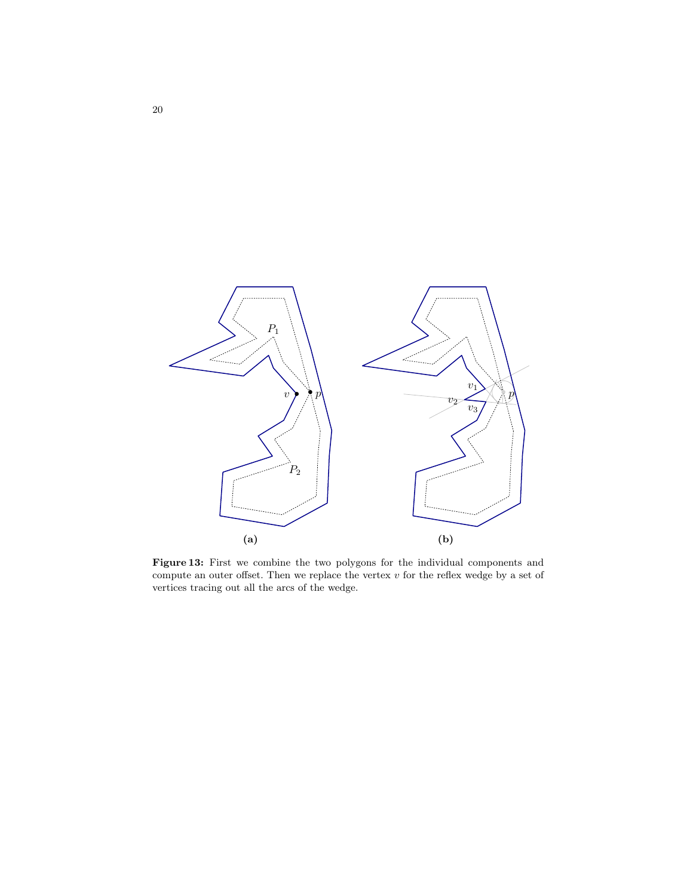$P_1$

$v$

$p$

$P_2$

**(a)**

$v_1$

$v_2$

$v_3$

$p$

**(b)**

**Figure 13:** First we combine the two polygons for the individual components and compute an outer offset. Then we replace the vertex $v$ for the reflex wedge by a set of vertices tracing out all the arcs of the wedge.